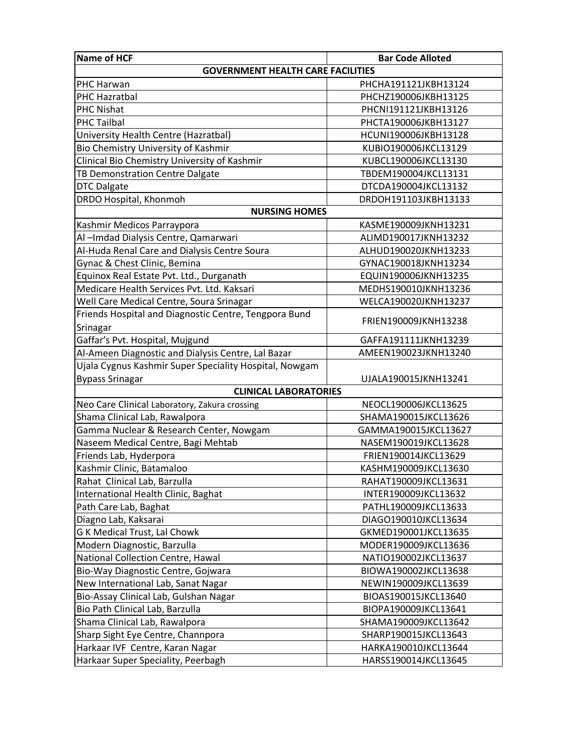| Name of HCF | Bar Code Alloted |
|---|---|
| **GOVERNMENT HEALTH CARE FACILITIES** | |
| PHC Harwan | PHCHA191121JKBH13124 |
| PHC Hazratbal | PHCHZ190006JKBH13125 |
| PHC Nishat | PHCNI191121JKBH13126 |
| PHC Tailbal | PHCTA190006JKBH13127 |
| University Health Centre (Hazratbal) | HCUNI190006JKBH13128 |
| Bio Chemistry University of Kashmir | KUBIO190006JKCL13129 |
| Clinical Bio Chemistry University of Kashmir | KUBCL190006JKCL13130 |
| TB Demonstration Centre Dalgate | TBDEM190004JKCL13131 |
| DTC Dalgate | DTCDA190004JKCL13132 |
| DRDO Hospital, Khonmoh | DRDOH191103JKBH13133 |
| **NURSING HOMES** | |
| Kashmir Medicos Parraypora | KASME190009JKNH13231 |
| Al –Imdad Dialysis Centre, Qamarwari | ALIMD190017JKNH13232 |
| Al-Huda Renal Care and Dialysis Centre Soura | ALHUD190020JKNH13233 |
| Gynac & Chest Clinic, Bemina | GYNAC190018JKNH13234 |
| Equinox Real Estate Pvt. Ltd., Durganath | EQUIN190006JKNH13235 |
| Medicare Health Services Pvt. Ltd. Kaksari | MEDHS190010JKNH13236 |
| Well Care Medical Centre, Soura Srinagar | WELCA190020JKNH13237 |
| Friends Hospital and Diagnostic Centre, Tengpora Bund Srinagar | FRIEN190009JKNH13238 |
| Gaffar's Pvt. Hospital, Mujgund | GAFFA191111JKNH13239 |
| Al-Ameen Diagnostic and Dialysis Centre, Lal Bazar | AMEEN190023JKNH13240 |
| Ujala Cygnus Kashmir Super Speciality Hospital, Nowgam Bypass Srinagar | UJALA190015JKNH13241 |
| **CLINICAL LABORATORIES** | |
| Neo Care Clinical Laboratory, Zakura crossing | NEOCL190006JKCL13625 |
| Shama Clinical Lab, Rawalpora | SHAMA190015JKCL13626 |
| Gamma Nuclear & Research Center, Nowgam | GAMMA190015JKCL13627 |
| Naseem Medical Centre, Bagi Mehtab | NASEM190019JKCL13628 |
| Friends Lab, Hyderpora | FRIEN190014JKCL13629 |
| Kashmir Clinic, Batamaloo | KASHM190009JKCL13630 |
| Rahat Clinical Lab, Barzulla | RAHAT190009JKCL13631 |
| International Health Clinic, Baghat | INTER190009JKCL13632 |
| Path Care Lab, Baghat | PATHL190009JKCL13633 |
| Diagno Lab, Kaksarai | DIAGO190010JKCL13634 |
| G K Medical Trust, Lal Chowk | GKMED190001JKCL13635 |
| Modern Diagnostic, Barzulla | MODER190009JKCL13636 |
| National Collection Centre, Hawal | NATIO190002JKCL13637 |
| Bio-Way Diagnostic Centre, Gojwara | BIOWA190002JKCL13638 |
| New International Lab, Sanat Nagar | NEWIN190009JKCL13639 |
| Bio-Assay Clinical Lab, Gulshan Nagar | BIOAS190015JKCL13640 |
| Bio Path Clinical Lab, Barzulla | BIOPA190009JKCL13641 |
| Shama Clinical Lab, Rawalpora | SHAMA190009JKCL13642 |
| Sharp Sight Eye Centre, Channpora | SHARP190015JKCL13643 |
| Harkaar IVF Centre, Karan Nagar | HARKA190010JKCL13644 |
| Harkaar Super Speciality, Peerbagh | HARSS190014JKCL13645 |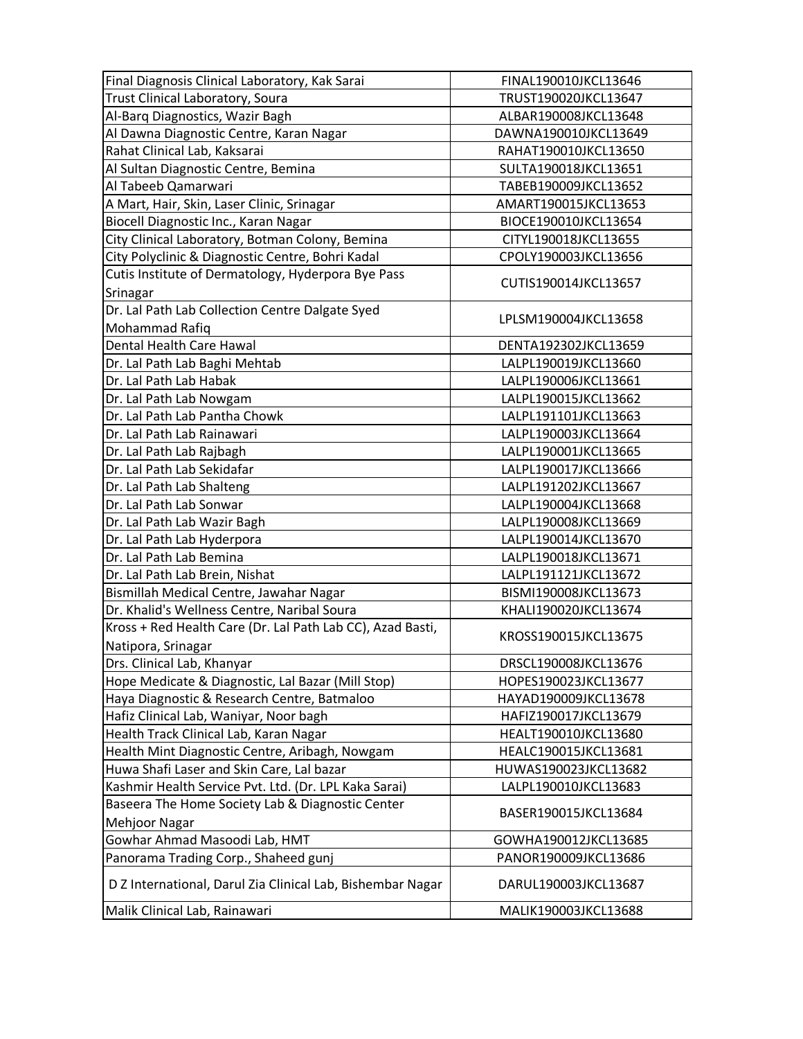| | |
|---|---|
| Final Diagnosis Clinical Laboratory, Kak Sarai | FINAL190010JKCL13646 |
| Trust Clinical Laboratory, Soura | TRUST190020JKCL13647 |
| Al-Barq Diagnostics, Wazir Bagh | ALBAR190008JKCL13648 |
| Al Dawna Diagnostic Centre, Karan Nagar | DAWNA190010JKCL13649 |
| Rahat Clinical Lab, Kaksarai | RAHAT190010JKCL13650 |
| Al Sultan Diagnostic Centre, Bemina | SULTA190018JKCL13651 |
| Al Tabeeb Qamarwari | TABEB190009JKCL13652 |
| A Mart, Hair, Skin, Laser Clinic, Srinagar | AMART190015JKCL13653 |
| Biocell Diagnostic Inc., Karan Nagar | BIOCE190010JKCL13654 |
| City Clinical Laboratory, Botman Colony, Bemina | CITYL190018JKCL13655 |
| City Polyclinic & Diagnostic Centre, Bohri Kadal | CPOLY190003JKCL13656 |
| Cutis Institute of Dermatology, Hyderpora Bye Pass Srinagar | CUTIS190014JKCL13657 |
| Dr. Lal Path Lab Collection Centre Dalgate Syed Mohammad Rafiq | LPLSM190004JKCL13658 |
| Dental Health Care Hawal | DENTA192302JKCL13659 |
| Dr. Lal Path Lab Baghi Mehtab | LALPL190019JKCL13660 |
| Dr. Lal Path Lab Habak | LALPL190006JKCL13661 |
| Dr. Lal Path Lab Nowgam | LALPL190015JKCL13662 |
| Dr. Lal Path Lab Pantha Chowk | LALPL191101JKCL13663 |
| Dr. Lal Path Lab Rainawari | LALPL190003JKCL13664 |
| Dr. Lal Path Lab Rajbagh | LALPL190001JKCL13665 |
| Dr. Lal Path Lab Sekidafar | LALPL190017JKCL13666 |
| Dr. Lal Path Lab Shalteng | LALPL191202JKCL13667 |
| Dr. Lal Path Lab Sonwar | LALPL190004JKCL13668 |
| Dr. Lal Path Lab Wazir Bagh | LALPL190008JKCL13669 |
| Dr. Lal Path Lab Hyderpora | LALPL190014JKCL13670 |
| Dr. Lal Path Lab Bemina | LALPL190018JKCL13671 |
| Dr. Lal Path Lab Brein, Nishat | LALPL191121JKCL13672 |
| Bismillah Medical Centre, Jawahar Nagar | BISMI190008JKCL13673 |
| Dr. Khalid's Wellness Centre, Naribal Soura | KHALI190020JKCL13674 |
| Kross + Red Health Care (Dr. Lal Path Lab CC), Azad Basti, Natipora, Srinagar | KROSS190015JKCL13675 |
| Drs. Clinical Lab, Khanyar | DRSCL190008JKCL13676 |
| Hope Medicate & Diagnostic, Lal Bazar (Mill Stop) | HOPES190023JKCL13677 |
| Haya Diagnostic & Research Centre, Batmaloo | HAYAD190009JKCL13678 |
| Hafiz Clinical Lab, Waniyar, Noor bagh | HAFIZ190017JKCL13679 |
| Health Track Clinical Lab, Karan Nagar | HEALT190010JKCL13680 |
| Health Mint Diagnostic Centre, Aribagh, Nowgam | HEALC190015JKCL13681 |
| Huwa Shafi Laser and Skin Care, Lal bazar | HUWAS190023JKCL13682 |
| Kashmir Health Service Pvt. Ltd. (Dr. LPL Kaka Sarai) | LALPL190010JKCL13683 |
| Baseera The Home Society Lab & Diagnostic Center Mehjoor Nagar | BASER190015JKCL13684 |
| Gowhar Ahmad Masoodi Lab, HMT | GOWHA190012JKCL13685 |
| Panorama Trading Corp., Shaheed gunj | PANOR190009JKCL13686 |
| D Z International, Darul Zia Clinical Lab, Bishembar Nagar | DARUL190003JKCL13687 |
| Malik Clinical Lab, Rainawari | MALIK190003JKCL13688 |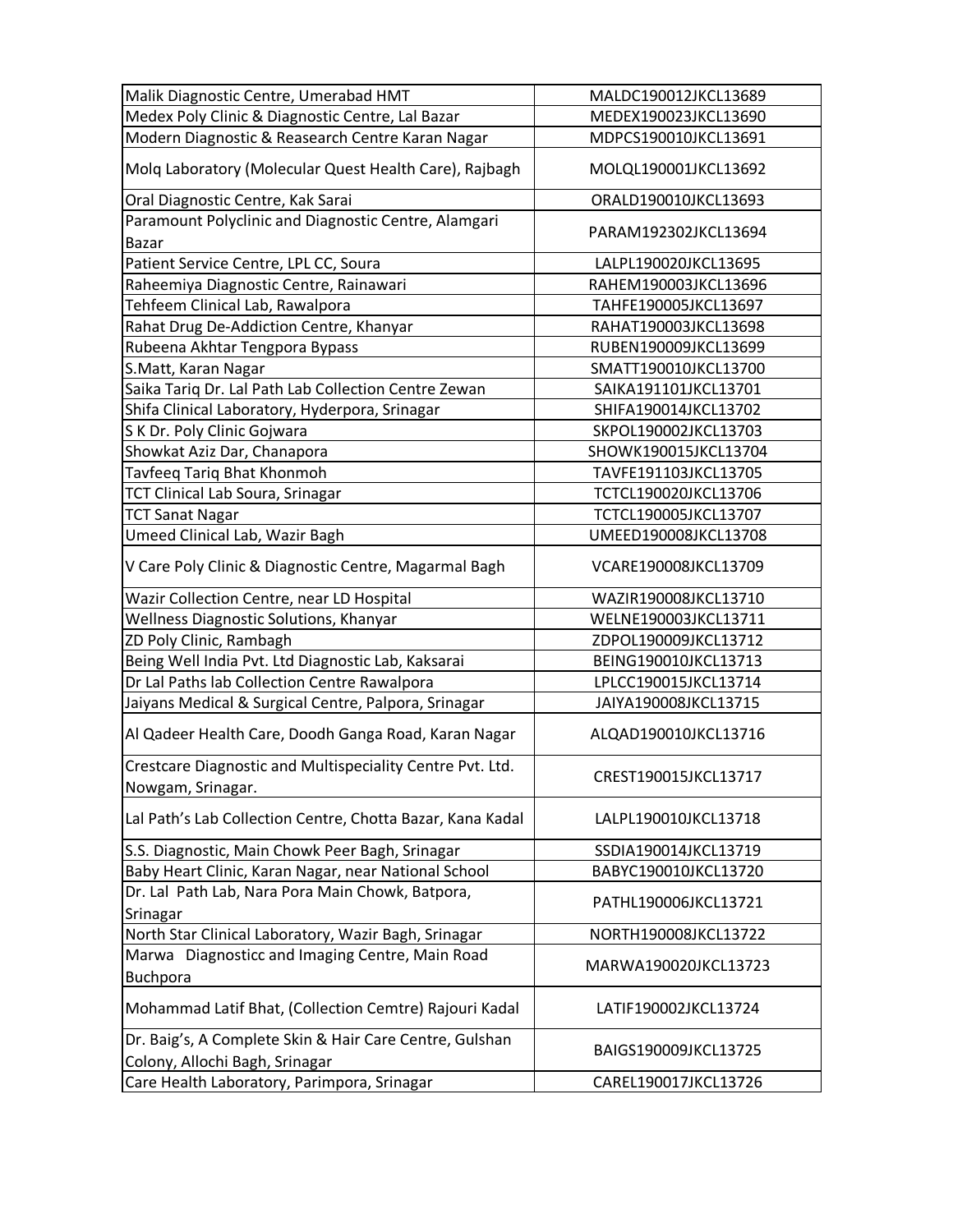| | |
|---|---|
| Malik Diagnostic Centre, Umerabad HMT | MALDC190012JKCL13689 |
| Medex Poly Clinic & Diagnostic Centre, Lal Bazar | MEDEX190023JKCL13690 |
| Modern Diagnostic & Reasearch Centre Karan Nagar | MDPCS190010JKCL13691 |
| Molq Laboratory (Molecular Quest Health Care), Rajbagh | MOLQL190001JKCL13692 |
| Oral Diagnostic Centre, Kak Sarai | ORALD190010JKCL13693 |
| Paramount Polyclinic and Diagnostic Centre, Alamgari Bazar | PARAM192302JKCL13694 |
| Patient Service Centre, LPL CC, Soura | LALPL190020JKCL13695 |
| Raheemiya Diagnostic Centre, Rainawari | RAHEM190003JKCL13696 |
| Tehfeem Clinical Lab, Rawalpora | TAHFE190005JKCL13697 |
| Rahat Drug De-Addiction Centre, Khanyar | RAHAT190003JKCL13698 |
| Rubeena Akhtar Tengpora Bypass | RUBEN190009JKCL13699 |
| S.Matt, Karan Nagar | SMATT190010JKCL13700 |
| Saika Tariq Dr. Lal Path Lab Collection Centre Zewan | SAIKA191101JKCL13701 |
| Shifa Clinical Laboratory, Hyderpora, Srinagar | SHIFA190014JKCL13702 |
| S K Dr. Poly Clinic Gojwara | SKPOL190002JKCL13703 |
| Showkat Aziz Dar, Chanapora | SHOWK190015JKCL13704 |
| Tavfeeq Tariq Bhat Khonmoh | TAVFE191103JKCL13705 |
| TCT Clinical Lab Soura, Srinagar | TCTCL190020JKCL13706 |
| TCT Sanat Nagar | TCTCL190005JKCL13707 |
| Umeed Clinical Lab, Wazir Bagh | UMEED190008JKCL13708 |
| V Care Poly Clinic & Diagnostic Centre, Magarmal Bagh | VCARE190008JKCL13709 |
| Wazir Collection Centre, near LD Hospital | WAZIR190008JKCL13710 |
| Wellness Diagnostic Solutions, Khanyar | WELNE190003JKCL13711 |
| ZD Poly Clinic, Rambagh | ZDPOL190009JKCL13712 |
| Being Well India Pvt. Ltd Diagnostic Lab, Kaksarai | BEING190010JKCL13713 |
| Dr Lal Paths lab Collection Centre Rawalpora | LPLCC190015JKCL13714 |
| Jaiyans Medical & Surgical Centre, Palpora, Srinagar | JAIYA190008JKCL13715 |
| Al Qadeer Health Care, Doodh Ganga Road, Karan Nagar | ALQAD190010JKCL13716 |
| Crestcare Diagnostic and Multispeciality Centre Pvt. Ltd. Nowgam, Srinagar. | CREST190015JKCL13717 |
| Lal Path's Lab Collection Centre, Chotta Bazar, Kana Kadal | LALPL190010JKCL13718 |
| S.S. Diagnostic, Main Chowk Peer Bagh, Srinagar | SSDIA190014JKCL13719 |
| Baby Heart Clinic, Karan Nagar, near National School | BABYC190010JKCL13720 |
| Dr. Lal Path Lab, Nara Pora Main Chowk, Batpora, Srinagar | PATHL190006JKCL13721 |
| North Star Clinical Laboratory, Wazir Bagh, Srinagar | NORTH190008JKCL13722 |
| Marwa Diagnosticc and Imaging Centre, Main Road Buchpora | MARWA190020JKCL13723 |
| Mohammad Latif Bhat, (Collection Cemtre) Rajouri Kadal | LATIF190002JKCL13724 |
| Dr. Baig's, A Complete Skin & Hair Care Centre, Gulshan Colony, Allochi Bagh, Srinagar | BAIGS190009JKCL13725 |
| Care Health Laboratory, Parimpora, Srinagar | CAREL190017JKCL13726 |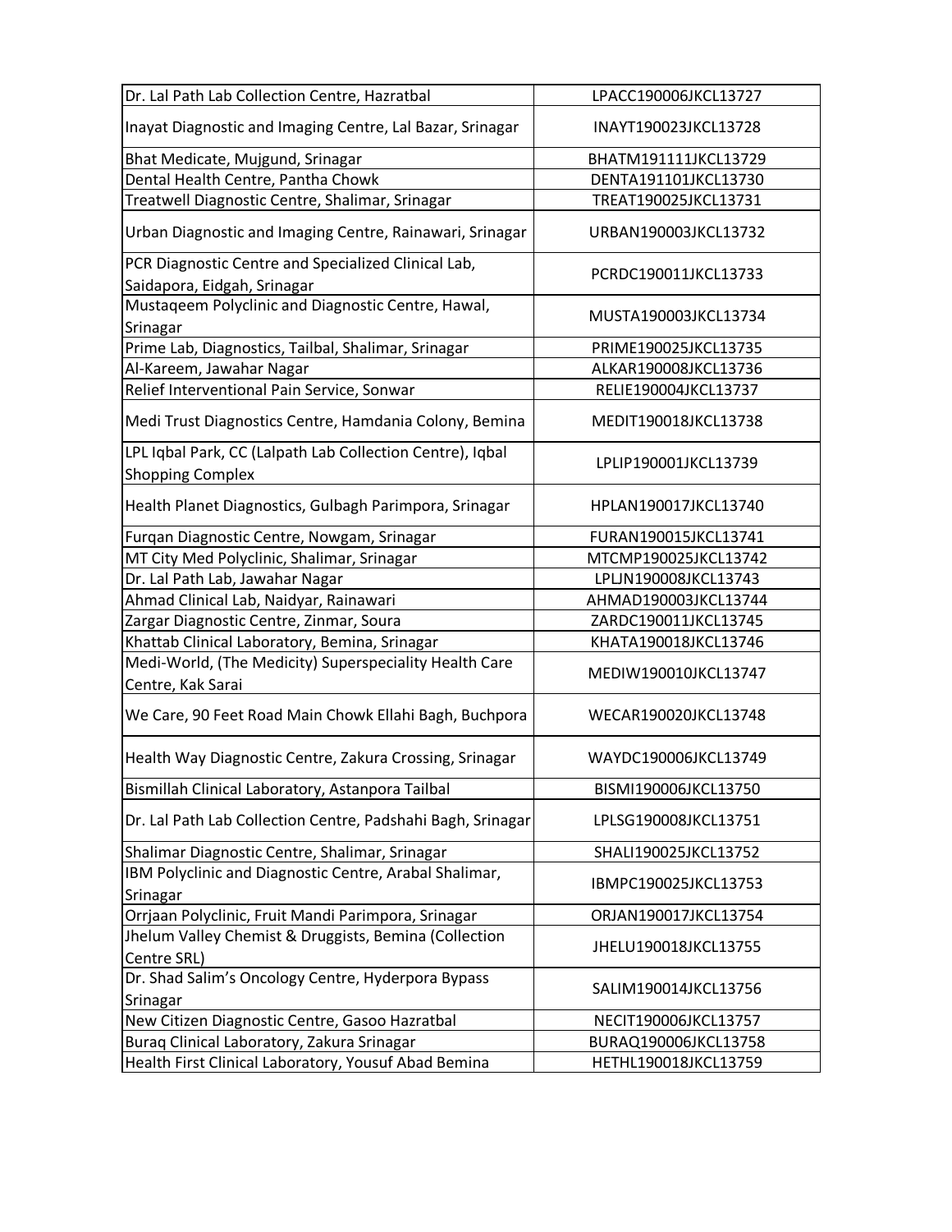| | |
|---|---|
| Dr. Lal Path Lab Collection Centre, Hazratbal | LPACC190006JKCL13727 |
| Inayat Diagnostic and Imaging Centre, Lal Bazar, Srinagar | INAYT190023JKCL13728 |
| Bhat Medicate, Mujgund, Srinagar | BHATM191111JKCL13729 |
| Dental Health Centre, Pantha Chowk | DENTA191101JKCL13730 |
| Treatwell Diagnostic Centre, Shalimar, Srinagar | TREAT190025JKCL13731 |
| Urban Diagnostic and Imaging Centre, Rainawari, Srinagar | URBAN190003JKCL13732 |
| PCR Diagnostic Centre and Specialized Clinical Lab, Saidapora, Eidgah, Srinagar | PCRDC190011JKCL13733 |
| Mustaqeem Polyclinic and Diagnostic Centre, Hawal, Srinagar | MUSTA190003JKCL13734 |
| Prime Lab, Diagnostics, Tailbal, Shalimar, Srinagar | PRIME190025JKCL13735 |
| Al-Kareem, Jawahar Nagar | ALKAR190008JKCL13736 |
| Relief Interventional Pain Service, Sonwar | RELIE190004JKCL13737 |
| Medi Trust Diagnostics Centre, Hamdania Colony, Bemina | MEDIT190018JKCL13738 |
| LPL Iqbal Park, CC (Lalpath Lab Collection Centre), Iqbal Shopping Complex | LPLIP190001JKCL13739 |
| Health Planet Diagnostics, Gulbagh Parimpora, Srinagar | HPLAN190017JKCL13740 |
| Furqan Diagnostic Centre, Nowgam, Srinagar | FURAN190015JKCL13741 |
| MT City Med Polyclinic, Shalimar, Srinagar | MTCMP190025JKCL13742 |
| Dr. Lal Path Lab, Jawahar Nagar | LPLJN190008JKCL13743 |
| Ahmad Clinical Lab, Naidyar, Rainawari | AHMAD190003JKCL13744 |
| Zargar Diagnostic Centre, Zinmar, Soura | ZARDC190011JKCL13745 |
| Khattab Clinical Laboratory, Bemina, Srinagar | KHATA190018JKCL13746 |
| Medi-World, (The Medicity) Superspeciality Health Care Centre, Kak Sarai | MEDIW190010JKCL13747 |
| We Care, 90 Feet Road Main Chowk Ellahi Bagh, Buchpora | WECAR190020JKCL13748 |
| Health Way Diagnostic Centre, Zakura Crossing, Srinagar | WAYDC190006JKCL13749 |
| Bismillah Clinical Laboratory, Astanpora Tailbal | BISMI190006JKCL13750 |
| Dr. Lal Path Lab Collection Centre, Padshahi Bagh, Srinagar | LPLSG190008JKCL13751 |
| Shalimar Diagnostic Centre, Shalimar, Srinagar | SHALI190025JKCL13752 |
| IBM Polyclinic and Diagnostic Centre, Arabal Shalimar, Srinagar | IBMPC190025JKCL13753 |
| Orrjaan Polyclinic, Fruit Mandi Parimpora, Srinagar | ORJAN190017JKCL13754 |
| Jhelum Valley Chemist & Druggists, Bemina (Collection Centre SRL) | JHELU190018JKCL13755 |
| Dr. Shad Salim's Oncology Centre, Hyderpora Bypass Srinagar | SALIM190014JKCL13756 |
| New Citizen Diagnostic Centre, Gasoo Hazratbal | NECIT190006JKCL13757 |
| Buraq Clinical Laboratory, Zakura Srinagar | BURAQ190006JKCL13758 |
| Health First Clinical Laboratory, Yousuf Abad Bemina | HETHL190018JKCL13759 |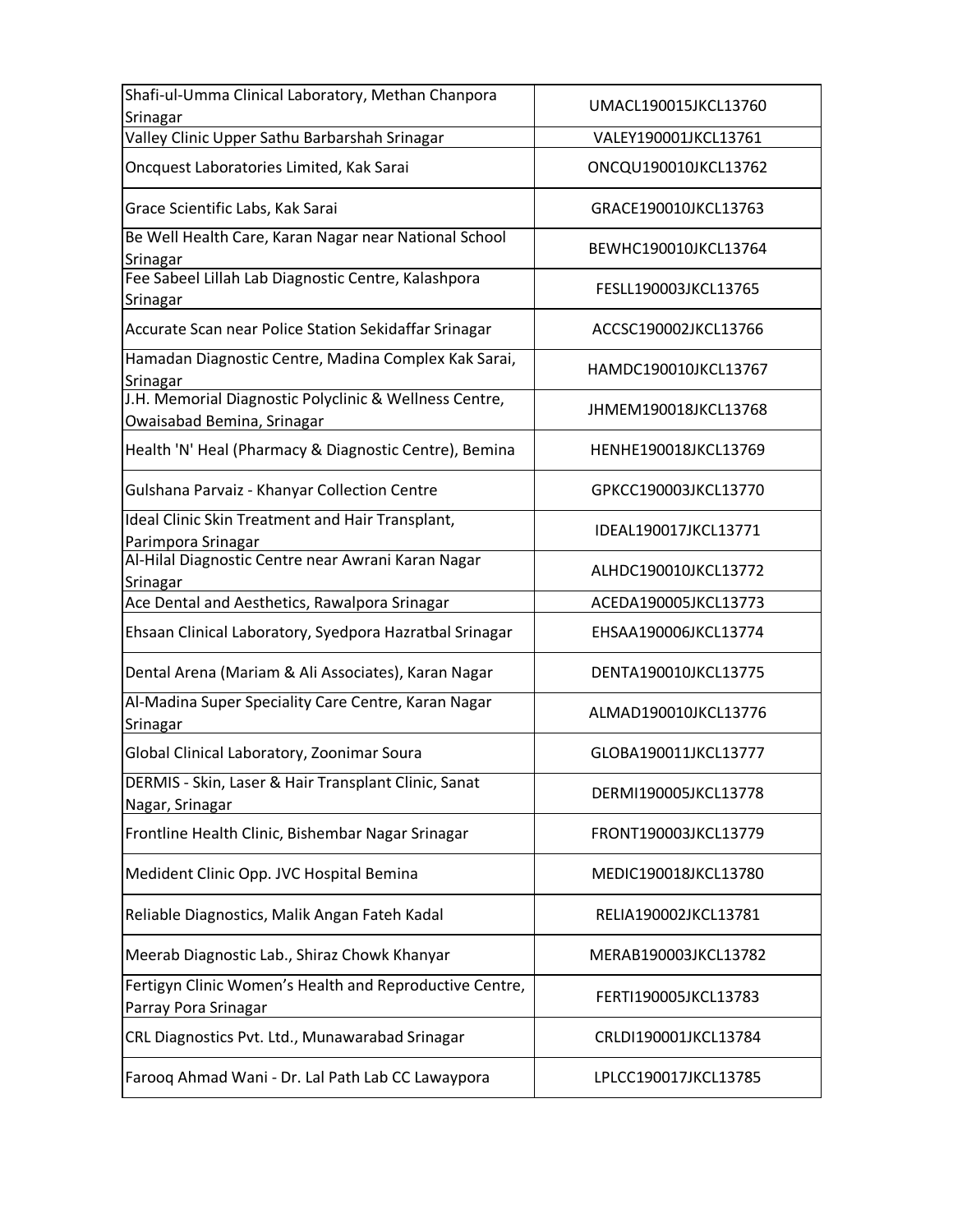| | |
|---|---|
| Shafi-ul-Umma Clinical Laboratory, Methan Chanpora Srinagar | UMACL190015JKCL13760 |
| Valley Clinic Upper Sathu Barbarshah Srinagar | VALEY190001JKCL13761 |
| Oncquest Laboratories Limited, Kak Sarai | ONCQU190010JKCL13762 |
| Grace Scientific Labs, Kak Sarai | GRACE190010JKCL13763 |
| Be Well Health Care, Karan Nagar near National School Srinagar | BEWHC190010JKCL13764 |
| Fee Sabeel Lillah Lab Diagnostic Centre, Kalashpora Srinagar | FESLL190003JKCL13765 |
| Accurate Scan near Police Station Sekidaffar Srinagar | ACCSC190002JKCL13766 |
| Hamadan Diagnostic Centre, Madina Complex Kak Sarai, Srinagar | HAMDC190010JKCL13767 |
| J.H. Memorial Diagnostic Polyclinic & Wellness Centre, Owaisabad Bemina, Srinagar | JHMEM190018JKCL13768 |
| Health 'N' Heal (Pharmacy & Diagnostic Centre), Bemina | HENHE190018JKCL13769 |
| Gulshana Parvaiz - Khanyar Collection Centre | GPKCC190003JKCL13770 |
| Ideal Clinic Skin Treatment and Hair Transplant, Parimpora Srinagar | IDEAL190017JKCL13771 |
| Al-Hilal Diagnostic Centre near Awrani Karan Nagar Srinagar | ALHDC190010JKCL13772 |
| Ace Dental and Aesthetics, Rawalpora Srinagar | ACEDA190005JKCL13773 |
| Ehsaan Clinical Laboratory, Syedpora Hazratbal Srinagar | EHSAA190006JKCL13774 |
| Dental Arena (Mariam & Ali Associates), Karan Nagar | DENTA190010JKCL13775 |
| Al-Madina Super Speciality Care Centre, Karan Nagar Srinagar | ALMAD190010JKCL13776 |
| Global Clinical Laboratory, Zoonimar Soura | GLOBA190011JKCL13777 |
| DERMIS - Skin, Laser & Hair Transplant Clinic, Sanat Nagar, Srinagar | DERMI190005JKCL13778 |
| Frontline Health Clinic, Bishembar Nagar Srinagar | FRONT190003JKCL13779 |
| Medident Clinic Opp. JVC Hospital Bemina | MEDIC190018JKCL13780 |
| Reliable Diagnostics, Malik Angan Fateh Kadal | RELIA190002JKCL13781 |
| Meerab Diagnostic Lab., Shiraz Chowk Khanyar | MERAB190003JKCL13782 |
| Fertigyn Clinic Women's Health and Reproductive Centre, Parray Pora Srinagar | FERTI190005JKCL13783 |
| CRL Diagnostics Pvt. Ltd., Munawarabad Srinagar | CRLDI190001JKCL13784 |
| Farooq Ahmad Wani - Dr. Lal Path Lab CC Lawaypora | LPLCC190017JKCL13785 |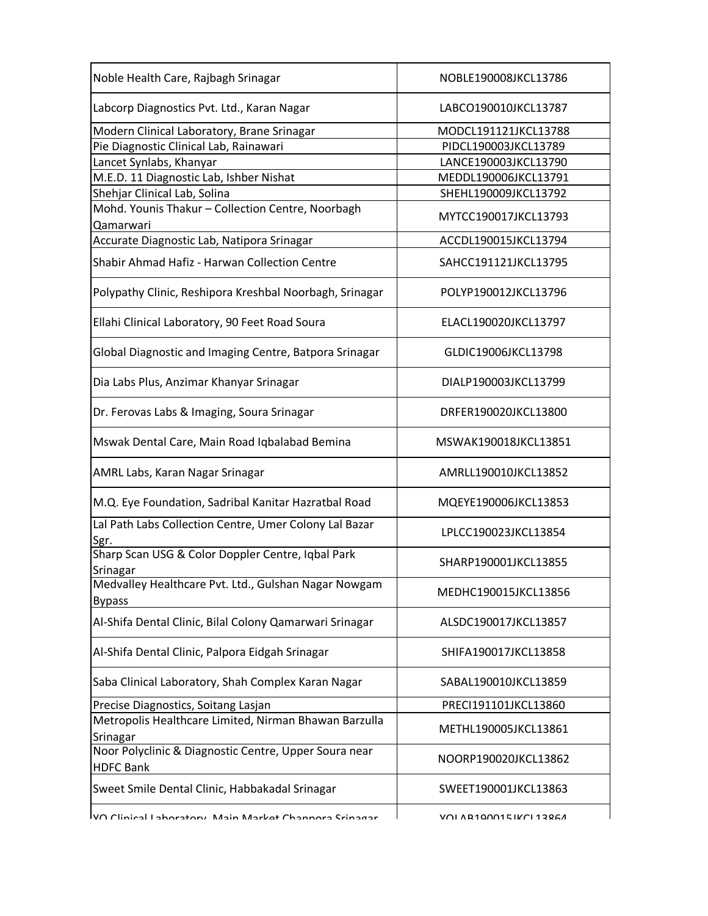| | |
|---|---|
| Noble Health Care, Rajbagh Srinagar | NOBLE190008JKCL13786 |
| Labcorp Diagnostics Pvt. Ltd., Karan Nagar | LABCO190010JKCL13787 |
| Modern Clinical Laboratory, Brane Srinagar | MODCL191121JKCL13788 |
| Pie Diagnostic Clinical Lab, Rainawari | PIDCL190003JKCL13789 |
| Lancet Synlabs, Khanyar | LANCE190003JKCL13790 |
| M.E.D. 11 Diagnostic Lab, Ishber Nishat | MEDDL190006JKCL13791 |
| Shehjar Clinical Lab, Solina | SHEHL190009JKCL13792 |
| Mohd. Younis Thakur – Collection Centre, Noorbagh Qamarwari | MYTCC190017JKCL13793 |
| Accurate Diagnostic Lab, Natipora Srinagar | ACCDL190015JKCL13794 |
| Shabir Ahmad Hafiz - Harwan Collection Centre | SAHCC191121JKCL13795 |
| Polypathy Clinic, Reshipora Kreshbal Noorbagh, Srinagar | POLYP190012JKCL13796 |
| Ellahi Clinical Laboratory, 90 Feet Road Soura | ELACL190020JKCL13797 |
| Global Diagnostic and Imaging Centre, Batpora Srinagar | GLDIC19006JKCL13798 |
| Dia Labs Plus, Anzimar Khanyar Srinagar | DIALP190003JKCL13799 |
| Dr. Ferovas Labs & Imaging, Soura Srinagar | DRFER190020JKCL13800 |
| Mswak Dental Care, Main Road Iqbalabad Bemina | MSWAK190018JKCL13851 |
| AMRL Labs, Karan Nagar Srinagar | AMRLL190010JKCL13852 |
| M.Q. Eye Foundation, Sadribal Kanitar Hazratbal Road | MQEYE190006JKCL13853 |
| Lal Path Labs Collection Centre, Umer Colony Lal Bazar Sgr. | LPLCC190023JKCL13854 |
| Sharp Scan USG & Color Doppler Centre, Iqbal Park Srinagar | SHARP190001JKCL13855 |
| Medvalley Healthcare Pvt. Ltd., Gulshan Nagar Nowgam Bypass | MEDHC190015JKCL13856 |
| Al-Shifa Dental Clinic, Bilal Colony Qamarwari Srinagar | ALSDC190017JKCL13857 |
| Al-Shifa Dental Clinic, Palpora Eidgah Srinagar | SHIFA190017JKCL13858 |
| Saba Clinical Laboratory, Shah Complex Karan Nagar | SABAL190010JKCL13859 |
| Precise Diagnostics, Soitang Lasjan | PRECI191101JKCL13860 |
| Metropolis Healthcare Limited, Nirman Bhawan Barzulla Srinagar | METHL190005JKCL13861 |
| Noor Polyclinic & Diagnostic Centre, Upper Soura near HDFC Bank | NOORP190020JKCL13862 |
| Sweet Smile Dental Clinic, Habbakadal Srinagar | SWEET190001JKCL13863 |
| YO Clinical Laboratory, Main Market Channora Srinagar | YOLAB190015JKCL13864 |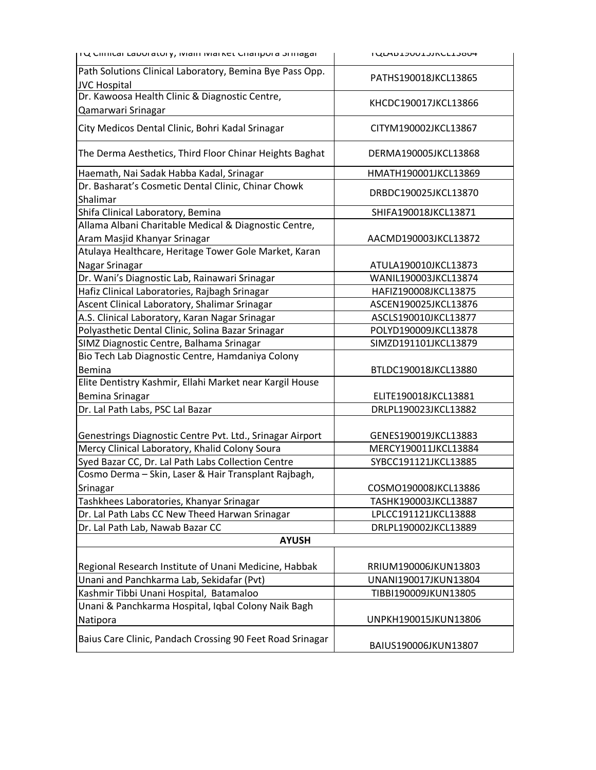| | |
|---|---|
| TQ Clinical Laboratory, Main Market Chanpora Srinagar | TQLAB190015JKCL13864 |
| Path Solutions Clinical Laboratory, Bemina Bye Pass Opp. JVC Hospital | PATHS190018JKCL13865 |
| Dr. Kawoosa Health Clinic & Diagnostic Centre, Qamarwari Srinagar | KHCDC190017JKCL13866 |
| City Medicos Dental Clinic, Bohri Kadal Srinagar | CITYM190002JKCL13867 |
| The Derma Aesthetics, Third Floor Chinar Heights Baghat | DERMA190005JKCL13868 |
| Haemath, Nai Sadak Habba Kadal, Srinagar | HMATH190001JKCL13869 |
| Dr. Basharat's Cosmetic Dental Clinic, Chinar Chowk Shalimar | DRBDC190025JKCL13870 |
| Shifa Clinical Laboratory, Bemina | SHIFA190018JKCL13871 |
| Allama Albani Charitable Medical & Diagnostic Centre, Aram Masjid Khanyar Srinagar | AACMD190003JKCL13872 |
| Atulaya Healthcare, Heritage Tower Gole Market, Karan Nagar Srinagar | ATULA190010JKCL13873 |
| Dr. Wani's Diagnostic Lab, Rainawari Srinagar | WANIL190003JKCL13874 |
| Hafiz Clinical Laboratories, Rajbagh Srinagar | HAFIZ190008JKCL13875 |
| Ascent Clinical Laboratory, Shalimar Srinagar | ASCEN190025JKCL13876 |
| A.S. Clinical Laboratory, Karan Nagar Srinagar | ASCLS190010JKCL13877 |
| Polyasthetic Dental Clinic, Solina Bazar Srinagar | POLYD190009JKCL13878 |
| SIMZ Diagnostic Centre, Balhama Srinagar | SIMZD191101JKCL13879 |
| Bio Tech Lab Diagnostic Centre, Hamdaniya Colony Bemina | BTLDC190018JKCL13880 |
| Elite Dentistry Kashmir, Ellahi Market near Kargil House Bemina Srinagar | ELITE190018JKCL13881 |
| Dr. Lal Path Labs, PSC Lal Bazar | DRLPL190023JKCL13882 |
| Genestrings Diagnostic Centre Pvt. Ltd., Srinagar Airport | GENES190019JKCL13883 |
| Mercy Clinical Laboratory, Khalid Colony Soura | MERCY190011JKCL13884 |
| Syed Bazar CC, Dr. Lal Path Labs Collection Centre | SYBCC191121JKCL13885 |
| Cosmo Derma – Skin, Laser & Hair Transplant Rajbagh, Srinagar | COSMO190008JKCL13886 |
| Tashkhees Laboratories, Khanyar Srinagar | TASHK190003JKCL13887 |
| Dr. Lal Path Labs CC New Theed Harwan Srinagar | LPLCC191121JKCL13888 |
| Dr. Lal Path Lab, Nawab Bazar CC | DRLPL190002JKCL13889 |
| **AYUSH** | |
| Regional Research Institute of Unani Medicine, Habbak | RRIUM190006JKUN13803 |
| Unani and Panchkarma Lab, Sekidafar (Pvt) | UNANI190017JKUN13804 |
| Kashmir Tibbi Unani Hospital, Batamaloo | TIBBI190009JKUN13805 |
| Unani & Panchkarma Hospital, Iqbal Colony Naik Bagh Natipora | UNPKH190015JKUN13806 |
| Baius Care Clinic, Pandach Crossing 90 Feet Road Srinagar | BAIUS190006JKUN13807 |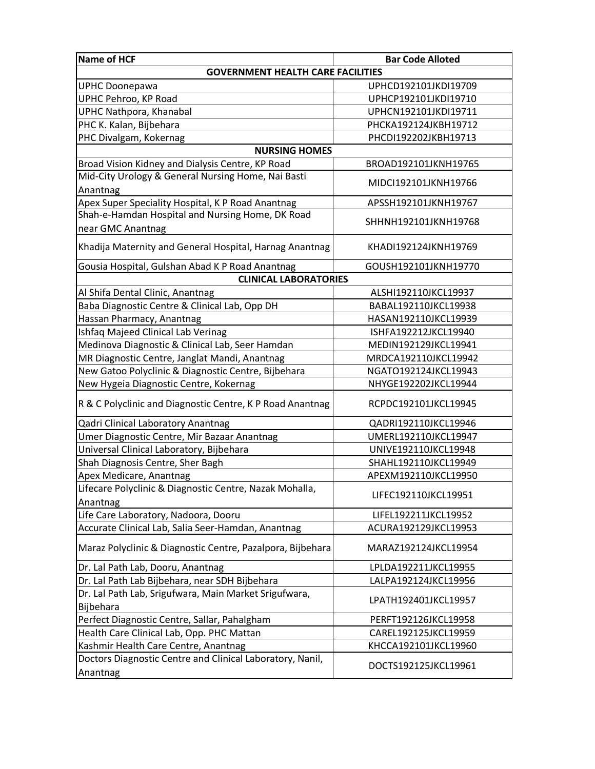| Name of HCF | Bar Code Alloted |
|---|---|
| **GOVERNMENT HEALTH CARE FACILITIES** | |
| UPHC Doonepawa | UPHCD192101JKDI19709 |
| UPHC Pehroo, KP Road | UPHCP192101JKDI19710 |
| UPHC Nathpora, Khanabal | UPHCN192101JKDI19711 |
| PHC K. Kalan, Bijbehara | PHCKA192124JKBH19712 |
| PHC Divalgam, Kokernag | PHCDI192202JKBH19713 |
| **NURSING HOMES** | |
| Broad Vision Kidney and Dialysis Centre, KP Road | BROAD192101JKNH19765 |
| Mid-City Urology & General Nursing Home, Nai Basti Anantnag | MIDCI192101JKNH19766 |
| Apex Super Speciality Hospital, K P Road Anantnag | APSSH192101JKNH19767 |
| Shah-e-Hamdan Hospital and Nursing Home, DK Road near GMC Anantnag | SHHNH192101JKNH19768 |
| Khadija Maternity and General Hospital, Harnag Anantnag | KHADI192124JKNH19769 |
| Gousia Hospital, Gulshan Abad K P Road Anantnag | GOUSH192101JKNH19770 |
| **CLINICAL LABORATORIES** | |
| Al Shifa Dental Clinic, Anantnag | ALSHI192110JKCL19937 |
| Baba Diagnostic Centre & Clinical Lab, Opp DH | BABAL192110JKCL19938 |
| Hassan Pharmacy, Anantnag | HASAN192110JKCL19939 |
| Ishfaq Majeed Clinical Lab Verinag | ISHFA192212JKCL19940 |
| Medinova Diagnostic & Clinical Lab, Seer Hamdan | MEDIN192129JKCL19941 |
| MR Diagnostic Centre, Janglat Mandi, Anantnag | MRDCA192110JKCL19942 |
| New Gatoo Polyclinic & Diagnostic Centre, Bijbehara | NGATO192124JKCL19943 |
| New Hygeia Diagnostic Centre, Kokernag | NHYGE192202JKCL19944 |
| R & C Polyclinic and Diagnostic Centre, K P Road Anantnag | RCPDC192101JKCL19945 |
| Qadri Clinical Laboratory Anantnag | QADRI192110JKCL19946 |
| Umer Diagnostic Centre, Mir Bazaar Anantnag | UMERL192110JKCL19947 |
| Universal Clinical Laboratory, Bijbehara | UNIVE192110JKCL19948 |
| Shah Diagnosis Centre, Sher Bagh | SHAHL192110JKCL19949 |
| Apex Medicare, Anantnag | APEXM192110JKCL19950 |
| Lifecare Polyclinic & Diagnostic Centre, Nazak Mohalla, Anantnag | LIFEC192110JKCL19951 |
| Life Care Laboratory, Nadoora, Dooru | LIFEL192211JKCL19952 |
| Accurate Clinical Lab, Salia Seer-Hamdan, Anantnag | ACURA192129JKCL19953 |
| Maraz Polyclinic & Diagnostic Centre, Pazalpora, Bijbehara | MARAZ192124JKCL19954 |
| Dr. Lal Path Lab, Dooru, Anantnag | LPLDA192211JKCL19955 |
| Dr. Lal Path Lab Bijbehara, near SDH Bijbehara | LALPA192124JKCL19956 |
| Dr. Lal Path Lab, Srigufwara, Main Market Srigufwara, Bijbehara | LPATH192401JKCL19957 |
| Perfect Diagnostic Centre, Sallar, Pahalgham | PERFT192126JKCL19958 |
| Health Care Clinical Lab, Opp. PHC Mattan | CAREL192125JKCL19959 |
| Kashmir Health Care Centre, Anantnag | KHCCA192101JKCL19960 |
| Doctors Diagnostic Centre and Clinical Laboratory, Nanil, Anantnag | DOCTS192125JKCL19961 |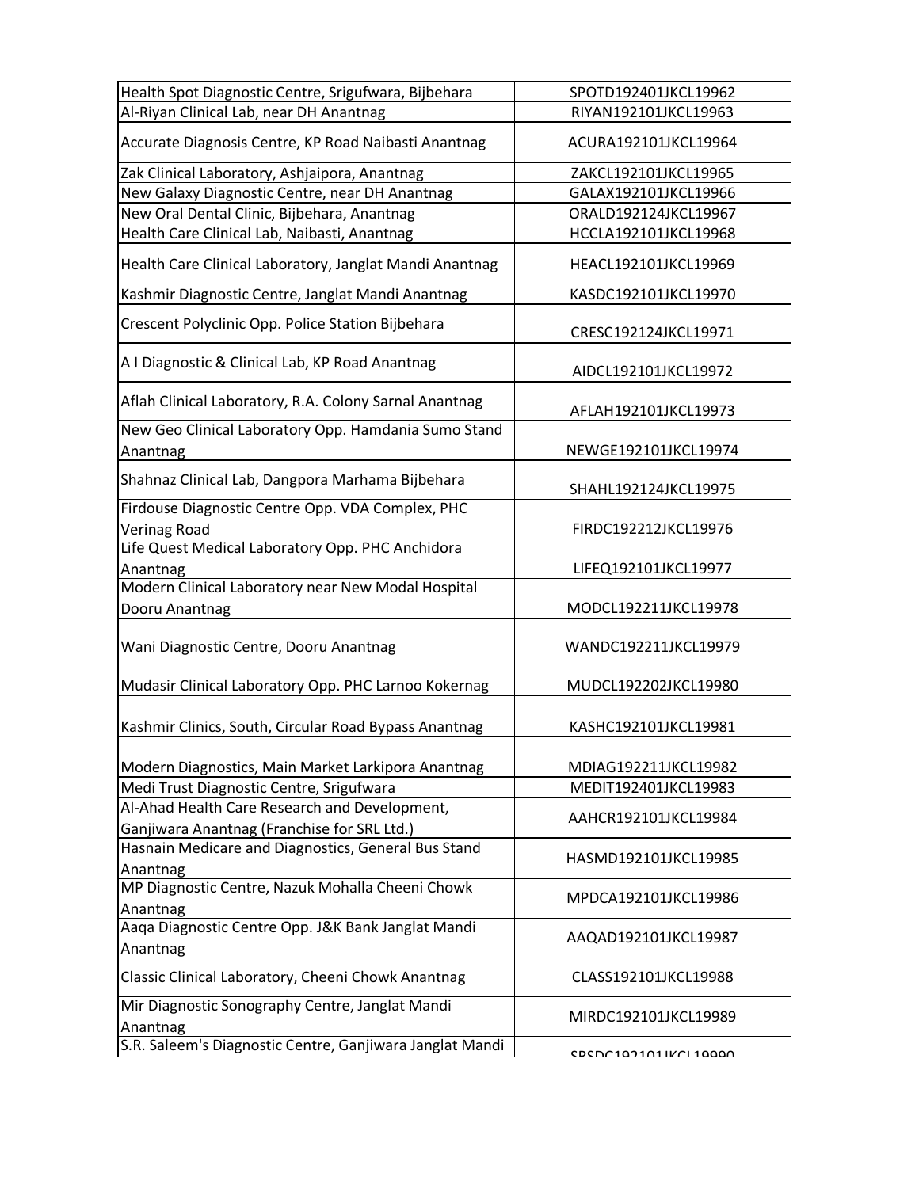| | |
|---|---|
| Health Spot Diagnostic Centre, Srigufwara, Bijbehara | SPOTD192401JKCL19962 |
| Al-Riyan Clinical Lab, near DH Anantnag | RIYAN192101JKCL19963 |
| Accurate Diagnosis Centre, KP Road Naibasti Anantnag | ACURA192101JKCL19964 |
| Zak Clinical Laboratory, Ashjaipora, Anantnag | ZAKCL192101JKCL19965 |
| New Galaxy Diagnostic Centre, near DH Anantnag | GALAX192101JKCL19966 |
| New Oral Dental Clinic, Bijbehara, Anantnag | ORALD192124JKCL19967 |
| Health Care Clinical Lab, Naibasti, Anantnag | HCCLA192101JKCL19968 |
| Health Care Clinical Laboratory, Janglat Mandi Anantnag | HEACL192101JKCL19969 |
| Kashmir Diagnostic Centre, Janglat Mandi Anantnag | KASDC192101JKCL19970 |
| Crescent Polyclinic Opp. Police Station Bijbehara | CRESC192124JKCL19971 |
| A I Diagnostic & Clinical Lab, KP Road Anantnag | AIDCL192101JKCL19972 |
| Aflah Clinical Laboratory, R.A. Colony Sarnal Anantnag | AFLAH192101JKCL19973 |
| New Geo Clinical Laboratory Opp. Hamdania Sumo Stand Anantnag | NEWGE192101JKCL19974 |
| Shahnaz Clinical Lab, Dangpora Marhama Bijbehara | SHAHL192124JKCL19975 |
| Firdouse Diagnostic Centre Opp. VDA Complex, PHC Verinag Road | FIRDC192212JKCL19976 |
| Life Quest Medical Laboratory Opp. PHC Anchidora Anantnag | LIFEQ192101JKCL19977 |
| Modern Clinical Laboratory near New Modal Hospital Dooru Anantnag | MODCL192211JKCL19978 |
| Wani Diagnostic Centre, Dooru Anantnag | WANDC192211JKCL19979 |
| Mudasir Clinical Laboratory Opp. PHC Larnoo Kokernag | MUDCL192202JKCL19980 |
| Kashmir Clinics, South, Circular Road Bypass Anantnag | KASHC192101JKCL19981 |
| Modern Diagnostics, Main Market Larkipora Anantnag | MDIAG192211JKCL19982 |
| Medi Trust Diagnostic Centre, Srigufwara | MEDIT192401JKCL19983 |
| Al-Ahad Health Care Research and Development, Ganjiwara Anantnag (Franchise for SRL Ltd.) | AAHCR192101JKCL19984 |
| Hasnain Medicare and Diagnostics, General Bus Stand Anantnag | HASMD192101JKCL19985 |
| MP Diagnostic Centre, Nazuk Mohalla Cheeni Chowk Anantnag | MPDCA192101JKCL19986 |
| Aaqa Diagnostic Centre Opp. J&K Bank Janglat Mandi Anantnag | AAQAD192101JKCL19987 |
| Classic Clinical Laboratory, Cheeni Chowk Anantnag | CLASS192101JKCL19988 |
| Mir Diagnostic Sonography Centre, Janglat Mandi Anantnag | MIRDC192101JKCL19989 |
| S.R. Saleem's Diagnostic Centre, Ganjiwara Janglat Mandi | SRSDC192101JKCL19990 |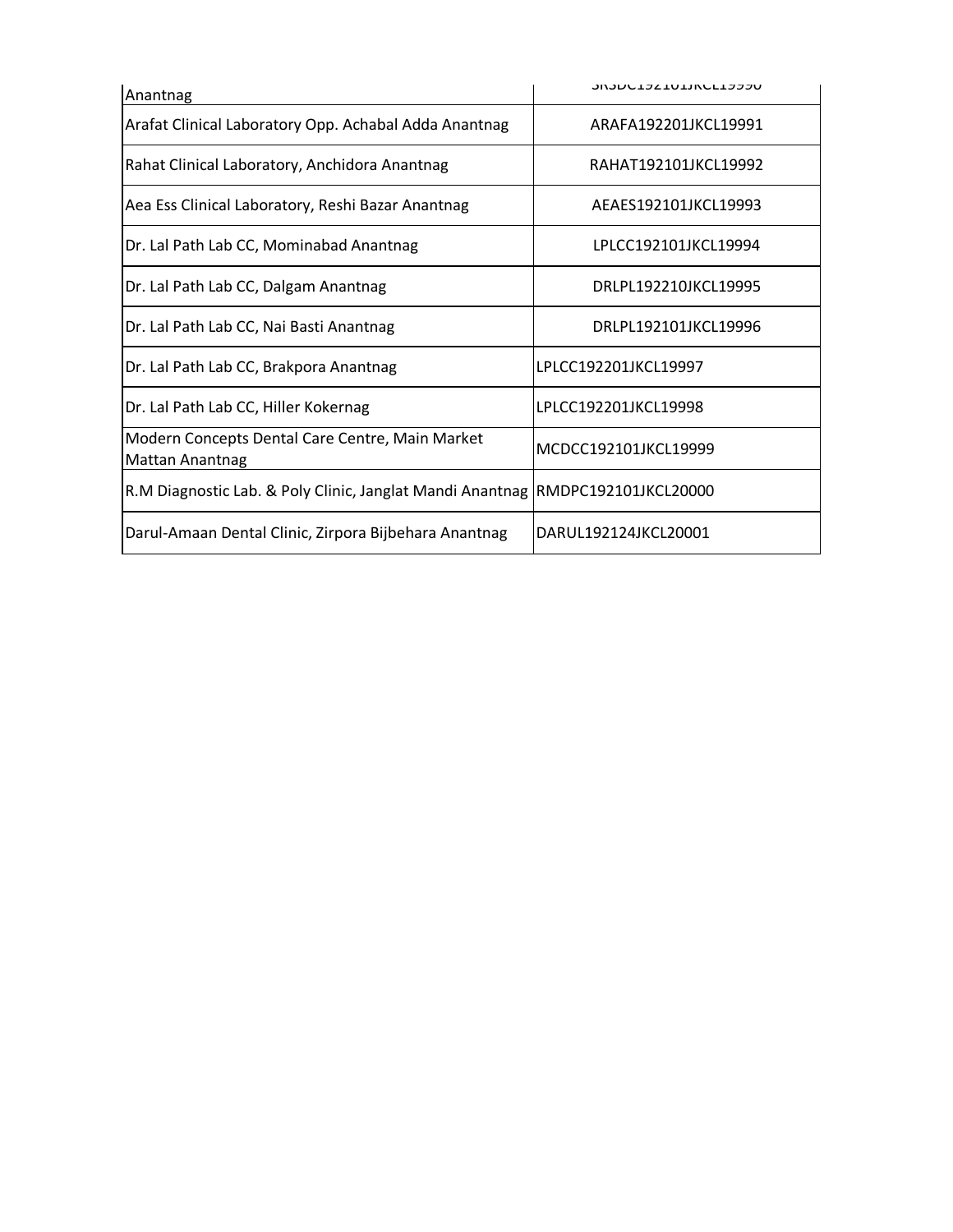| | |
|---|---|
| Anantnag | SRSDC192101JKCL19990 |
| Arafat Clinical Laboratory Opp. Achabal Adda Anantnag | ARAFA192201JKCL19991 |
| Rahat Clinical Laboratory, Anchidora Anantnag | RAHAT192101JKCL19992 |
| Aea Ess Clinical Laboratory, Reshi Bazar Anantnag | AEAES192101JKCL19993 |
| Dr. Lal Path Lab CC, Mominabad Anantnag | LPLCC192101JKCL19994 |
| Dr. Lal Path Lab CC, Dalgam Anantnag | DRLPL192210JKCL19995 |
| Dr. Lal Path Lab CC, Nai Basti Anantnag | DRLPL192101JKCL19996 |
| Dr. Lal Path Lab CC, Brakpora Anantnag | LPLCC192201JKCL19997 |
| Dr. Lal Path Lab CC, Hiller Kokernag | LPLCC192201JKCL19998 |
| Modern Concepts Dental Care Centre, Main Market Mattan Anantnag | MCDCC192101JKCL19999 |
| R.M Diagnostic Lab. & Poly Clinic, Janglat Mandi Anantnag | RMDPC192101JKCL20000 |
| Darul-Amaan Dental Clinic, Zirpora Bijbehara Anantnag | DARUL192124JKCL20001 |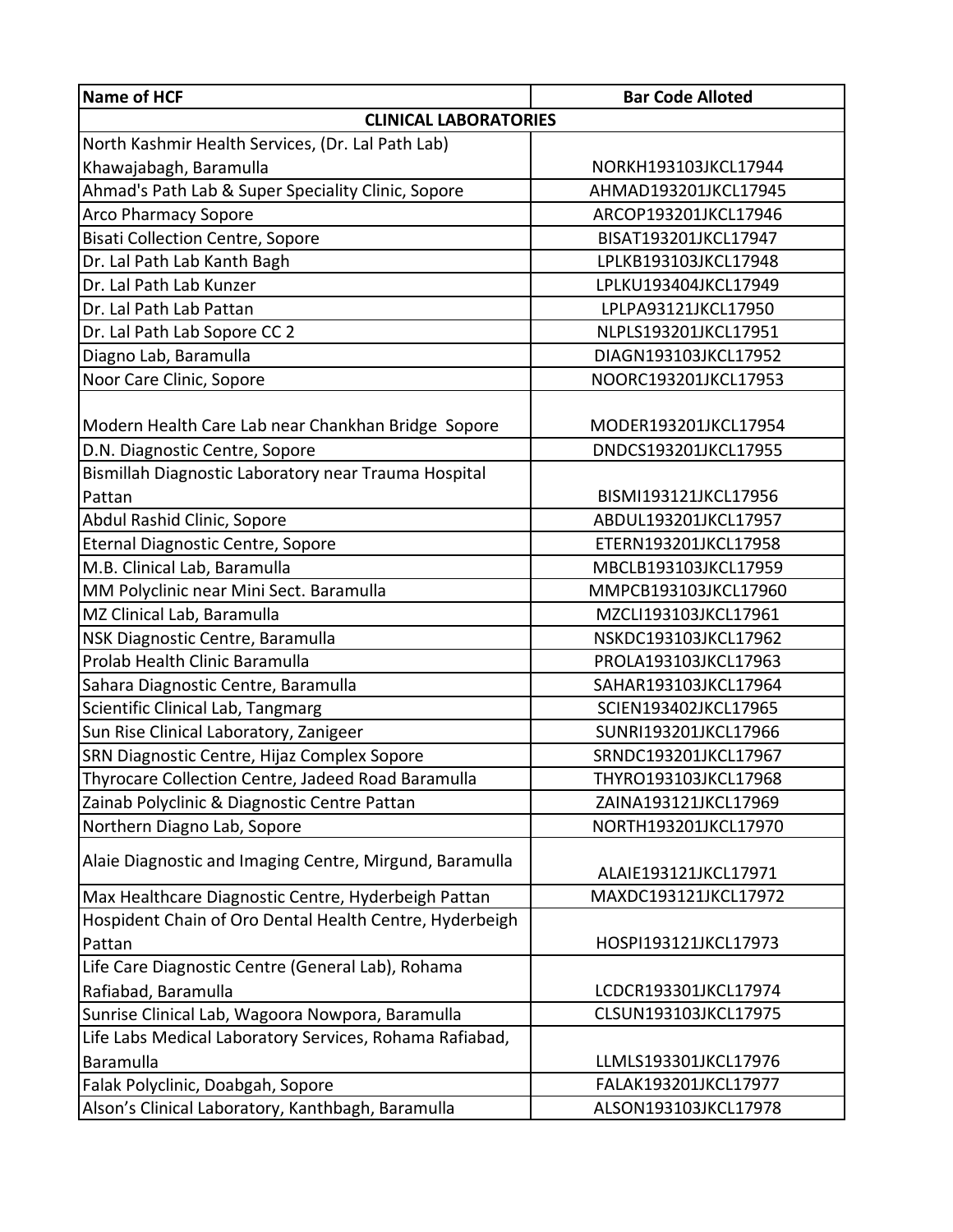| Name of HCF | Bar Code Alloted |
|---|---|
| **CLINICAL LABORATORIES** | |
| North Kashmir Health Services, (Dr. Lal Path Lab) Khawajabagh, Baramulla | NORKH193103JKCL17944 |
| Ahmad's Path Lab & Super Speciality Clinic, Sopore | AHMAD193201JKCL17945 |
| Arco Pharmacy Sopore | ARCOP193201JKCL17946 |
| Bisati Collection Centre, Sopore | BISAT193201JKCL17947 |
| Dr. Lal Path Lab Kanth Bagh | LPLKB193103JKCL17948 |
| Dr. Lal Path Lab Kunzer | LPLKU193404JKCL17949 |
| Dr. Lal Path Lab Pattan | LPLPA93121JKCL17950 |
| Dr. Lal Path Lab Sopore CC 2 | NLPLS193201JKCL17951 |
| Diagno Lab, Baramulla | DIAGN193103JKCL17952 |
| Noor Care Clinic, Sopore | NOORC193201JKCL17953 |
| Modern Health Care Lab near Chankhan Bridge Sopore | MODER193201JKCL17954 |
| D.N. Diagnostic Centre, Sopore | DNDCS193201JKCL17955 |
| Bismillah Diagnostic Laboratory near Trauma Hospital Pattan | BISMI193121JKCL17956 |
| Abdul Rashid Clinic, Sopore | ABDUL193201JKCL17957 |
| Eternal Diagnostic Centre, Sopore | ETERN193201JKCL17958 |
| M.B. Clinical Lab, Baramulla | MBCLB193103JKCL17959 |
| MM Polyclinic near Mini Sect. Baramulla | MMPCB193103JKCL17960 |
| MZ Clinical Lab, Baramulla | MZCLI193103JKCL17961 |
| NSK Diagnostic Centre, Baramulla | NSKDC193103JKCL17962 |
| Prolab Health Clinic Baramulla | PROLA193103JKCL17963 |
| Sahara Diagnostic Centre, Baramulla | SAHAR193103JKCL17964 |
| Scientific Clinical Lab, Tangmarg | SCIEN193402JKCL17965 |
| Sun Rise Clinical Laboratory, Zanigeer | SUNRI193201JKCL17966 |
| SRN Diagnostic Centre, Hijaz Complex Sopore | SRNDC193201JKCL17967 |
| Thyrocare Collection Centre, Jadeed Road Baramulla | THYRO193103JKCL17968 |
| Zainab Polyclinic & Diagnostic Centre Pattan | ZAINA193121JKCL17969 |
| Northern Diagno Lab, Sopore | NORTH193201JKCL17970 |
| Alaie Diagnostic and Imaging Centre, Mirgund, Baramulla | ALAIE193121JKCL17971 |
| Max Healthcare Diagnostic Centre, Hyderbeigh Pattan | MAXDC193121JKCL17972 |
| Hospident Chain of Oro Dental Health Centre, Hyderbeigh Pattan | HOSPI193121JKCL17973 |
| Life Care Diagnostic Centre (General Lab), Rohama Rafiabad, Baramulla | LCDCR193301JKCL17974 |
| Sunrise Clinical Lab, Wagoora Nowpora, Baramulla | CLSUN193103JKCL17975 |
| Life Labs Medical Laboratory Services, Rohama Rafiabad, Baramulla | LLMLS193301JKCL17976 |
| Falak Polyclinic, Doabgah, Sopore | FALAK193201JKCL17977 |
| Alson's Clinical Laboratory, Kanthbagh, Baramulla | ALSON193103JKCL17978 |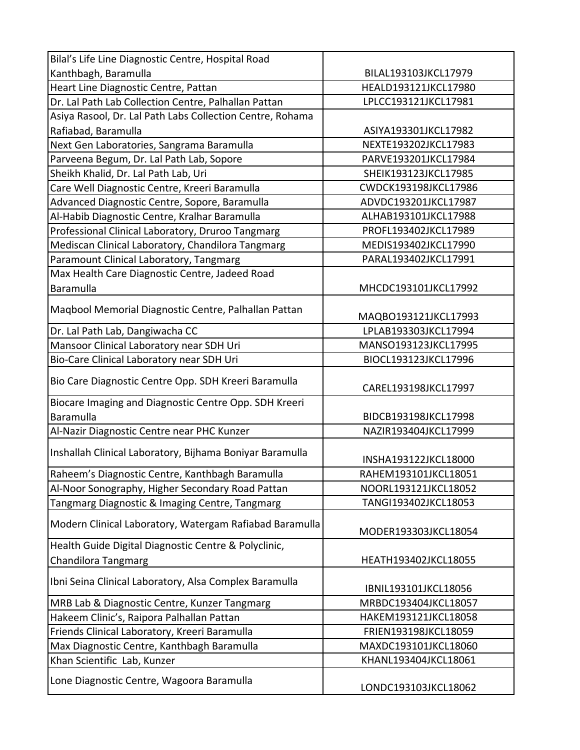| | |
|---|---|
| Bilal's Life Line Diagnostic Centre, Hospital Road Kanthbagh, Baramulla | BILAL193103JKCL17979 |
| Heart Line Diagnostic Centre, Pattan | HEALD193121JKCL17980 |
| Dr. Lal Path Lab Collection Centre, Palhallan Pattan | LPLCC193121JKCL17981 |
| Asiya Rasool, Dr. Lal Path Labs Collection Centre, Rohama Rafiabad, Baramulla | ASIYA193301JKCL17982 |
| Next Gen Laboratories, Sangrama Baramulla | NEXTE193202JKCL17983 |
| Parveena Begum, Dr. Lal Path Lab, Sopore | PARVE193201JKCL17984 |
| Sheikh Khalid, Dr. Lal Path Lab, Uri | SHEIK193123JKCL17985 |
| Care Well Diagnostic Centre, Kreeri Baramulla | CWDCK193198JKCL17986 |
| Advanced Diagnostic Centre, Sopore, Baramulla | ADVDC193201JKCL17987 |
| Al-Habib Diagnostic Centre, Kralhar Baramulla | ALHAB193101JKCL17988 |
| Professional Clinical Laboratory, Druroo Tangmarg | PROFL193402JKCL17989 |
| Mediscan Clinical Laboratory, Chandilora Tangmarg | MEDIS193402JKCL17990 |
| Paramount Clinical Laboratory, Tangmarg | PARAL193402JKCL17991 |
| Max Health Care Diagnostic Centre, Jadeed Road Baramulla | MHCDC193101JKCL17992 |
| Maqbool Memorial Diagnostic Centre, Palhallan Pattan | MAQBO193121JKCL17993 |
| Dr. Lal Path Lab, Dangiwacha CC | LPLAB193303JKCL17994 |
| Mansoor Clinical Laboratory near SDH Uri | MANSO193123JKCL17995 |
| Bio-Care Clinical Laboratory near SDH Uri | BIOCL193123JKCL17996 |
| Bio Care Diagnostic Centre Opp. SDH Kreeri Baramulla | CAREL193198JKCL17997 |
| Biocare Imaging and Diagnostic Centre Opp. SDH Kreeri Baramulla | BIDCB193198JKCL17998 |
| Al-Nazir Diagnostic Centre near PHC Kunzer | NAZIR193404JKCL17999 |
| Inshallah Clinical Laboratory, Bijhama Boniyar Baramulla | INSHA193122JKCL18000 |
| Raheem's Diagnostic Centre, Kanthbagh Baramulla | RAHEM193101JKCL18051 |
| Al-Noor Sonography, Higher Secondary Road Pattan | NOORL193121JKCL18052 |
| Tangmarg Diagnostic & Imaging Centre, Tangmarg | TANGI193402JKCL18053 |
| Modern Clinical Laboratory, Watergam Rafiabad Baramulla | MODER193303JKCL18054 |
| Health Guide Digital Diagnostic Centre & Polyclinic, Chandilora Tangmarg | HEATH193402JKCL18055 |
| Ibni Seina Clinical Laboratory, Alsa Complex Baramulla | IBNIL193101JKCL18056 |
| MRB Lab & Diagnostic Centre, Kunzer Tangmarg | MRBDC193404JKCL18057 |
| Hakeem Clinic's, Raipora Palhallan Pattan | HAKEM193121JKCL18058 |
| Friends Clinical Laboratory, Kreeri Baramulla | FRIEN193198JKCL18059 |
| Max Diagnostic Centre, Kanthbagh Baramulla | MAXDC193101JKCL18060 |
| Khan Scientific Lab, Kunzer | KHANL193404JKCL18061 |
| Lone Diagnostic Centre, Wagoora Baramulla | LONDC193103JKCL18062 |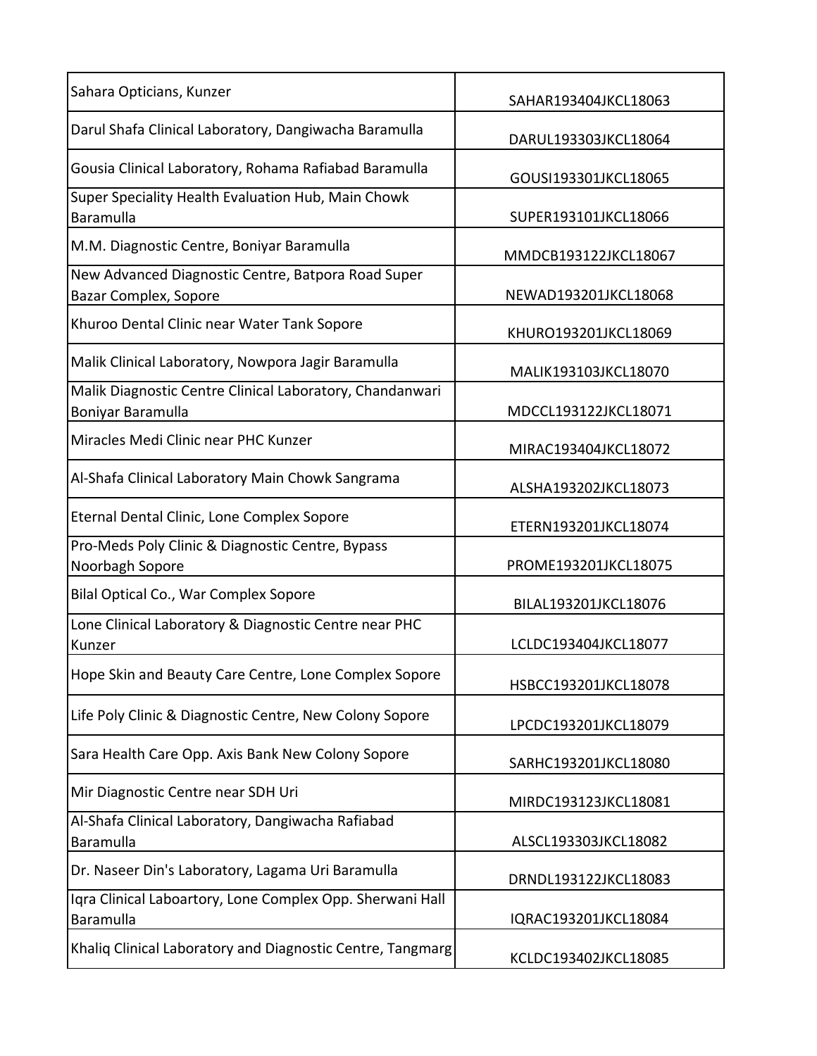| | |
|---|---|
| Sahara Opticians, Kunzer | SAHAR193404JKCL18063 |
| Darul Shafa Clinical Laboratory, Dangiwacha Baramulla | DARUL193303JKCL18064 |
| Gousia Clinical Laboratory, Rohama Rafiabad Baramulla | GOUSI193301JKCL18065 |
| Super Speciality Health Evaluation Hub, Main Chowk Baramulla | SUPER193101JKCL18066 |
| M.M. Diagnostic Centre, Boniyar Baramulla | MMDCB193122JKCL18067 |
| New Advanced Diagnostic Centre, Batpora Road Super Bazar Complex, Sopore | NEWAD193201JKCL18068 |
| Khuroo Dental Clinic near Water Tank Sopore | KHURO193201JKCL18069 |
| Malik Clinical Laboratory, Nowpora Jagir Baramulla | MALIK193103JKCL18070 |
| Malik Diagnostic Centre Clinical Laboratory, Chandanwari Boniyar Baramulla | MDCCL193122JKCL18071 |
| Miracles Medi Clinic near PHC Kunzer | MIRAC193404JKCL18072 |
| Al-Shafa Clinical Laboratory Main Chowk Sangrama | ALSHA193202JKCL18073 |
| Eternal Dental Clinic, Lone Complex Sopore | ETERN193201JKCL18074 |
| Pro-Meds Poly Clinic & Diagnostic Centre, Bypass Noorbagh Sopore | PROME193201JKCL18075 |
| Bilal Optical Co., War Complex Sopore | BILAL193201JKCL18076 |
| Lone Clinical Laboratory & Diagnostic Centre near PHC Kunzer | LCLDC193404JKCL18077 |
| Hope Skin and Beauty Care Centre, Lone Complex Sopore | HSBCC193201JKCL18078 |
| Life Poly Clinic & Diagnostic Centre, New Colony Sopore | LPCDC193201JKCL18079 |
| Sara Health Care Opp. Axis Bank New Colony Sopore | SARHC193201JKCL18080 |
| Mir Diagnostic Centre near SDH Uri | MIRDC193123JKCL18081 |
| Al-Shafa Clinical Laboratory, Dangiwacha Rafiabad Baramulla | ALSCL193303JKCL18082 |
| Dr. Naseer Din's Laboratory, Lagama Uri Baramulla | DRNDL193122JKCL18083 |
| Iqra Clinical Laboartory, Lone Complex Opp. Sherwani Hall Baramulla | IQRAC193201JKCL18084 |
| Khaliq Clinical Laboratory and Diagnostic Centre, Tangmarg | KCLDC193402JKCL18085 |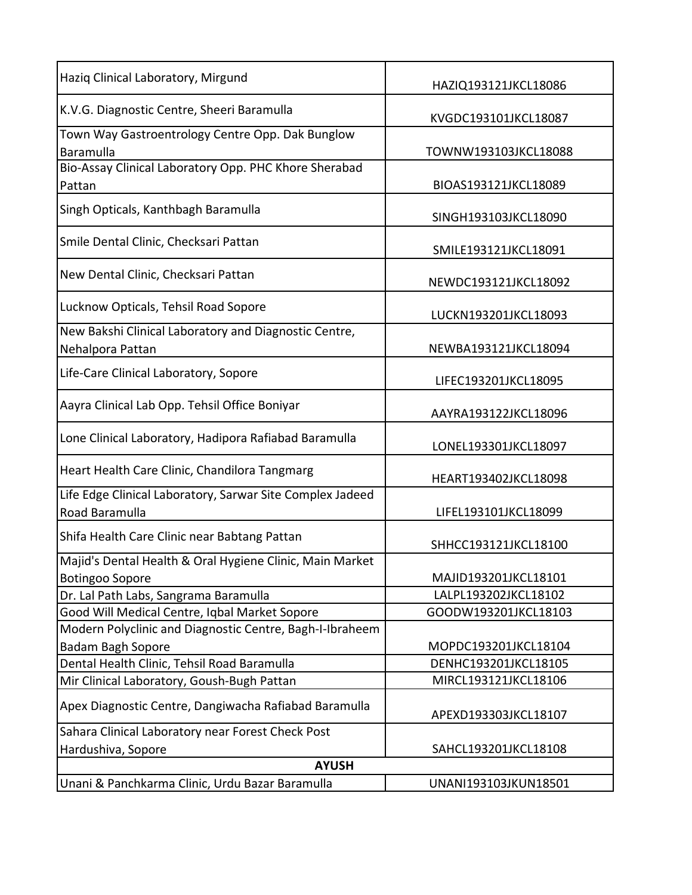| | |
|---|---|
| Haziq Clinical Laboratory, Mirgund | HAZIQ193121JKCL18086 |
| K.V.G. Diagnostic Centre, Sheeri Baramulla | KVGDC193101JKCL18087 |
| Town Way Gastroentrology Centre Opp. Dak Bunglow Baramulla | TOWNW193103JKCL18088 |
| Bio-Assay Clinical Laboratory Opp. PHC Khore Sherabad Pattan | BIOAS193121JKCL18089 |
| Singh Opticals, Kanthbagh Baramulla | SINGH193103JKCL18090 |
| Smile Dental Clinic, Checksari Pattan | SMILE193121JKCL18091 |
| New Dental Clinic, Checksari Pattan | NEWDC193121JKCL18092 |
| Lucknow Opticals, Tehsil Road Sopore | LUCKN193201JKCL18093 |
| New Bakshi Clinical Laboratory and Diagnostic Centre, Nehalpora Pattan | NEWBA193121JKCL18094 |
| Life-Care Clinical Laboratory, Sopore | LIFEC193201JKCL18095 |
| Aayra Clinical Lab Opp. Tehsil Office Boniyar | AAYRA193122JKCL18096 |
| Lone Clinical Laboratory, Hadipora Rafiabad Baramulla | LONEL193301JKCL18097 |
| Heart Health Care Clinic, Chandilora Tangmarg | HEART193402JKCL18098 |
| Life Edge Clinical Laboratory, Sarwar Site Complex Jadeed Road Baramulla | LIFEL193101JKCL18099 |
| Shifa Health Care Clinic near Babtang Pattan | SHHCC193121JKCL18100 |
| Majid's Dental Health & Oral Hygiene Clinic, Main Market Botingoo Sopore | MAJID193201JKCL18101 |
| Dr. Lal Path Labs, Sangrama Baramulla | LALPL193202JKCL18102 |
| Good Will Medical Centre, Iqbal Market Sopore | GOODW193201JKCL18103 |
| Modern Polyclinic and Diagnostic Centre, Bagh-I-Ibraheem Badam Bagh Sopore | MOPDC193201JKCL18104 |
| Dental Health Clinic, Tehsil Road Baramulla | DENHC193201JKCL18105 |
| Mir Clinical Laboratory, Goush-Bugh Pattan | MIRCL193121JKCL18106 |
| Apex Diagnostic Centre, Dangiwacha Rafiabad Baramulla | APEXD193303JKCL18107 |
| Sahara Clinical Laboratory near Forest Check Post Hardushiva, Sopore | SAHCL193201JKCL18108 |
| **AYUSH** | |
| Unani & Panchkarma Clinic, Urdu Bazar Baramulla | UNANI193103JKUN18501 |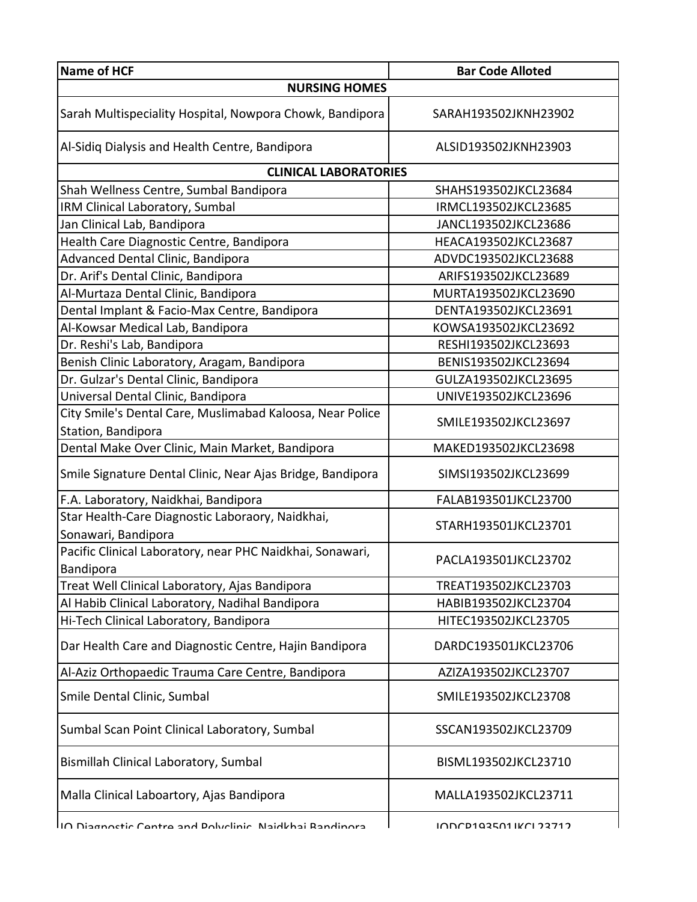| Name of HCF | Bar Code Alloted |
| --- | --- |
| **NURSING HOMES** | |
| Sarah Multispeciality Hospital, Nowpora Chowk, Bandipora | SARAH193502JKNH23902 |
| Al-Sidiq Dialysis and Health Centre, Bandipora | ALSID193502JKNH23903 |
| **CLINICAL LABORATORIES** | |
| Shah Wellness Centre, Sumbal Bandipora | SHAHS193502JKCL23684 |
| IRM Clinical Laboratory, Sumbal | IRMCL193502JKCL23685 |
| Jan Clinical Lab, Bandipora | JANCL193502JKCL23686 |
| Health Care Diagnostic Centre, Bandipora | HEACA193502JKCL23687 |
| Advanced Dental Clinic, Bandipora | ADVDC193502JKCL23688 |
| Dr. Arif's Dental Clinic, Bandipora | ARIFS193502JKCL23689 |
| Al-Murtaza Dental Clinic, Bandipora | MURTA193502JKCL23690 |
| Dental Implant & Facio-Max Centre, Bandipora | DENTA193502JKCL23691 |
| Al-Kowsar Medical Lab, Bandipora | KOWSA193502JKCL23692 |
| Dr. Reshi's Lab, Bandipora | RESHI193502JKCL23693 |
| Benish Clinic Laboratory, Aragam, Bandipora | BENIS193502JKCL23694 |
| Dr. Gulzar's Dental Clinic, Bandipora | GULZA193502JKCL23695 |
| Universal Dental Clinic, Bandipora | UNIVE193502JKCL23696 |
| City Smile's Dental Care, Muslimabad Kaloosa, Near Police Station, Bandipora | SMILE193502JKCL23697 |
| Dental Make Over Clinic, Main Market, Bandipora | MAKED193502JKCL23698 |
| Smile Signature Dental Clinic, Near Ajas Bridge, Bandipora | SIMSI193502JKCL23699 |
| F.A. Laboratory, Naidkhai, Bandipora | FALAB193501JKCL23700 |
| Star Health-Care Diagnostic Laboraory, Naidkhai, Sonawari, Bandipora | STARH193501JKCL23701 |
| Pacific Clinical Laboratory, near PHC Naidkhai, Sonawari, Bandipora | PACLA193501JKCL23702 |
| Treat Well Clinical Laboratory, Ajas Bandipora | TREAT193502JKCL23703 |
| Al Habib Clinical Laboratory, Nadihal Bandipora | HABIB193502JKCL23704 |
| Hi-Tech Clinical Laboratory, Bandipora | HITEC193502JKCL23705 |
| Dar Health Care and Diagnostic Centre, Hajin Bandipora | DARDC193501JKCL23706 |
| Al-Aziz Orthopaedic Trauma Care Centre, Bandipora | AZIZA193502JKCL23707 |
| Smile Dental Clinic, Sumbal | SMILE193502JKCL23708 |
| Sumbal Scan Point Clinical Laboratory, Sumbal | SSCAN193502JKCL23709 |
| Bismillah Clinical Laboratory, Sumbal | BISML193502JKCL23710 |
| Malla Clinical Laboartory, Ajas Bandipora | MALLA193502JKCL23711 |
| IQ Diagnostic Centre and Polyclinic, Naidkhai Bandipora | IQDCP193501JKCL23712 |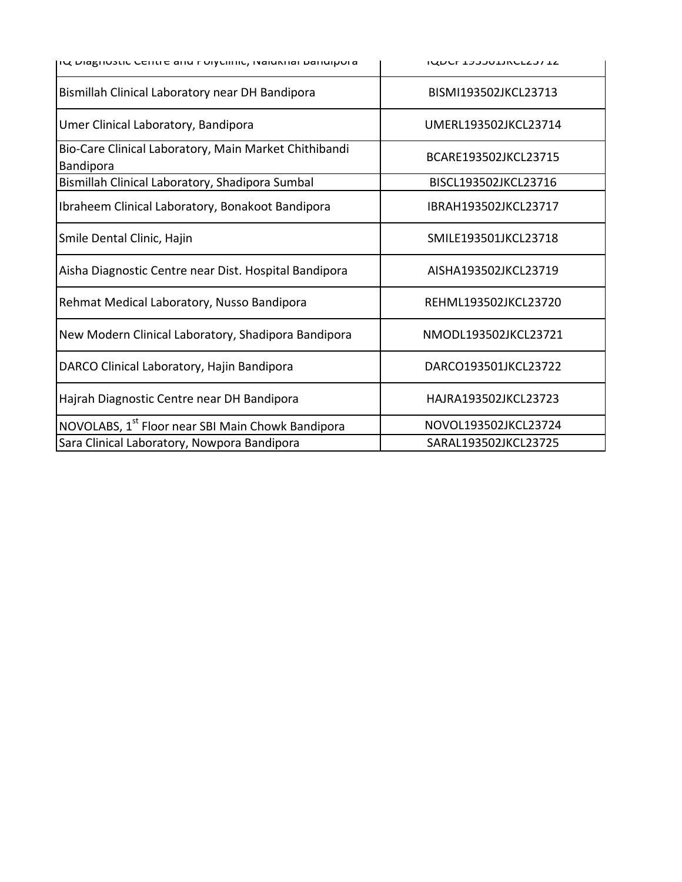| | |
|---|---|
| IQ Diagnostic Centre and Polyclinic, Naidkhai Bandipora | IQDCP193501JKCL23712 |
| Bismillah Clinical Laboratory near DH Bandipora | BISMI193502JKCL23713 |
| Umer Clinical Laboratory, Bandipora | UMERL193502JKCL23714 |
| Bio-Care Clinical Laboratory, Main Market Chithibandi Bandipora | BCARE193502JKCL23715 |
| Bismillah Clinical Laboratory, Shadipora Sumbal | BISCL193502JKCL23716 |
| Ibraheem Clinical Laboratory, Bonakoot Bandipora | IBRAH193502JKCL23717 |
| Smile Dental Clinic, Hajin | SMILE193501JKCL23718 |
| Aisha Diagnostic Centre near Dist. Hospital Bandipora | AISHA193502JKCL23719 |
| Rehmat Medical Laboratory, Nusso Bandipora | REHML193502JKCL23720 |
| New Modern Clinical Laboratory, Shadipora Bandipora | NMODL193502JKCL23721 |
| DARCO Clinical Laboratory, Hajin Bandipora | DARCO193501JKCL23722 |
| Hajrah Diagnostic Centre near DH Bandipora | HAJRA193502JKCL23723 |
| NOVOLABS, 1st Floor near SBI Main Chowk Bandipora | NOVOL193502JKCL23724 |
| Sara Clinical Laboratory, Nowpora Bandipora | SARAL193502JKCL23725 |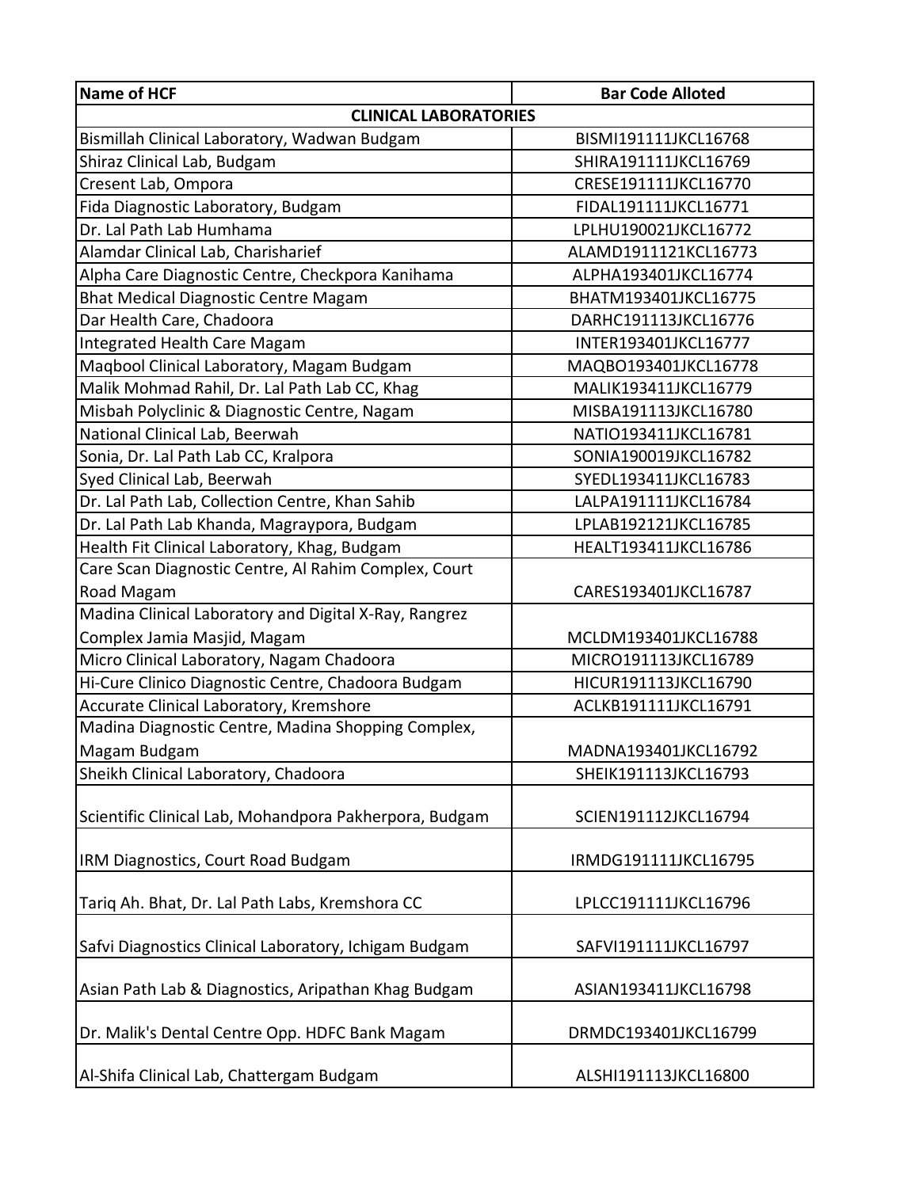| Name of HCF | Bar Code Alloted |
|---|---|
| **CLINICAL LABORATORIES** | |
| Bismillah Clinical Laboratory, Wadwan Budgam | BISMI191111JKCL16768 |
| Shiraz Clinical Lab, Budgam | SHIRA191111JKCL16769 |
| Cresent Lab, Ompora | CRESE191111JKCL16770 |
| Fida Diagnostic Laboratory, Budgam | FIDAL191111JKCL16771 |
| Dr. Lal Path Lab Humhama | LPLHU190021JKCL16772 |
| Alamdar Clinical Lab, Charisharief | ALAMD1911121KCL16773 |
| Alpha Care Diagnostic Centre, Checkpora Kanihama | ALPHA193401JKCL16774 |
| Bhat Medical Diagnostic Centre Magam | BHATM193401JKCL16775 |
| Dar Health Care, Chadoora | DARHC191113JKCL16776 |
| Integrated Health Care Magam | INTER193401JKCL16777 |
| Maqbool Clinical Laboratory, Magam Budgam | MAQBO193401JKCL16778 |
| Malik Mohmad Rahil, Dr. Lal Path Lab CC, Khag | MALIK193411JKCL16779 |
| Misbah Polyclinic & Diagnostic Centre, Nagam | MISBA191113JKCL16780 |
| National Clinical Lab, Beerwah | NATIO193411JKCL16781 |
| Sonia, Dr. Lal Path Lab CC, Kralpora | SONIA190019JKCL16782 |
| Syed Clinical Lab, Beerwah | SYEDL193411JKCL16783 |
| Dr. Lal Path Lab, Collection Centre, Khan Sahib | LALPA191111JKCL16784 |
| Dr. Lal Path Lab Khanda, Magraypora, Budgam | LPLAB192121JKCL16785 |
| Health Fit Clinical Laboratory, Khag, Budgam | HEALT193411JKCL16786 |
| Care Scan Diagnostic Centre, Al Rahim Complex, Court Road Magam | CARES193401JKCL16787 |
| Madina Clinical Laboratory and Digital X-Ray, Rangrez Complex Jamia Masjid, Magam | MCLDM193401JKCL16788 |
| Micro Clinical Laboratory, Nagam Chadoora | MICRO191113JKCL16789 |
| Hi-Cure Clinico Diagnostic Centre, Chadoora Budgam | HICUR191113JKCL16790 |
| Accurate Clinical Laboratory, Kremshore | ACLKB191111JKCL16791 |
| Madina Diagnostic Centre, Madina Shopping Complex, Magam Budgam | MADNA193401JKCL16792 |
| Sheikh Clinical Laboratory, Chadoora | SHEIK191113JKCL16793 |
| Scientific Clinical Lab, Mohandpora Pakherpora, Budgam | SCIEN191112JKCL16794 |
| IRM Diagnostics, Court Road Budgam | IRMDG191111JKCL16795 |
| Tariq Ah. Bhat, Dr. Lal Path Labs, Kremshora CC | LPLCC191111JKCL16796 |
| Safvi Diagnostics Clinical Laboratory, Ichigam Budgam | SAFVI191111JKCL16797 |
| Asian Path Lab & Diagnostics, Aripathan Khag Budgam | ASIAN193411JKCL16798 |
| Dr. Malik's Dental Centre Opp. HDFC Bank Magam | DRMDC193401JKCL16799 |
| Al-Shifa Clinical Lab, Chattergam Budgam | ALSHI191113JKCL16800 |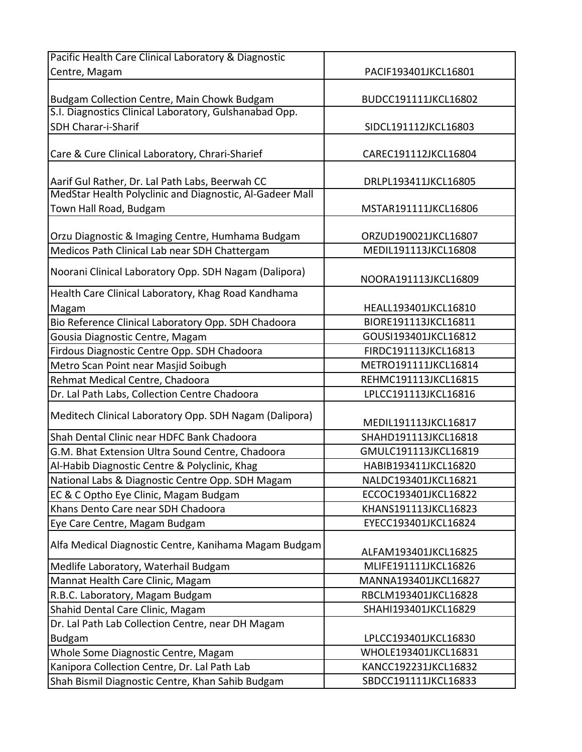| | |
|---|---|
| Pacific Health Care Clinical Laboratory & Diagnostic Centre, Magam | PACIF193401JKCL16801 |
| Budgam Collection Centre, Main Chowk Budgam | BUDCC191111JKCL16802 |
| S.I. Diagnostics Clinical Laboratory, Gulshanabad Opp. SDH Charar-i-Sharif | SIDCL191112JKCL16803 |
| Care & Cure Clinical Laboratory, Chrari-Sharief | CAREC191112JKCL16804 |
| Aarif Gul Rather, Dr. Lal Path Labs, Beerwah CC | DRLPL193411JKCL16805 |
| MedStar Health Polyclinic and Diagnostic, Al-Gadeer Mall Town Hall Road, Budgam | MSTAR191111JKCL16806 |
| Orzu Diagnostic & Imaging Centre, Humhama Budgam | ORZUD190021JKCL16807 |
| Medicos Path Clinical Lab near SDH Chattergam | MEDIL191113JKCL16808 |
| Noorani Clinical Laboratory Opp. SDH Nagam (Dalipora) | NOORA191113JKCL16809 |
| Health Care Clinical Laboratory, Khag Road Kandhama Magam | HEALL193401JKCL16810 |
| Bio Reference Clinical Laboratory Opp. SDH Chadoora | BIORE191113JKCL16811 |
| Gousia Diagnostic Centre, Magam | GOUSI193401JKCL16812 |
| Firdous Diagnostic Centre Opp. SDH Chadoora | FIRDC191113JKCL16813 |
| Metro Scan Point near Masjid Soibugh | METRO191111JKCL16814 |
| Rehmat Medical Centre, Chadoora | REHMC191113JKCL16815 |
| Dr. Lal Path Labs, Collection Centre Chadoora | LPLCC191113JKCL16816 |
| Meditech Clinical Laboratory Opp. SDH Nagam (Dalipora) | MEDIL191113JKCL16817 |
| Shah Dental Clinic near HDFC Bank Chadoora | SHAHD191113JKCL16818 |
| G.M. Bhat Extension Ultra Sound Centre, Chadoora | GMULC191113JKCL16819 |
| Al-Habib Diagnostic Centre & Polyclinic, Khag | HABIB193411JKCL16820 |
| National Labs & Diagnostic Centre Opp. SDH Magam | NALDC193401JKCL16821 |
| EC & C Optho Eye Clinic, Magam Budgam | ECCOC193401JKCL16822 |
| Khans Dento Care near SDH Chadoora | KHANS191113JKCL16823 |
| Eye Care Centre, Magam Budgam | EYECC193401JKCL16824 |
| Alfa Medical Diagnostic Centre, Kanihama Magam Budgam | ALFAM193401JKCL16825 |
| Medlife Laboratory, Waterhail Budgam | MLIFE191111JKCL16826 |
| Mannat Health Care Clinic, Magam | MANNA193401JKCL16827 |
| R.B.C. Laboratory, Magam Budgam | RBCLM193401JKCL16828 |
| Shahid Dental Care Clinic, Magam | SHAHI193401JKCL16829 |
| Dr. Lal Path Lab Collection Centre, near DH Magam Budgam | LPLCC193401JKCL16830 |
| Whole Some Diagnostic Centre, Magam | WHOLE193401JKCL16831 |
| Kanipora Collection Centre, Dr. Lal Path Lab | KANCC192231JKCL16832 |
| Shah Bismil Diagnostic Centre, Khan Sahib Budgam | SBDCC191111JKCL16833 |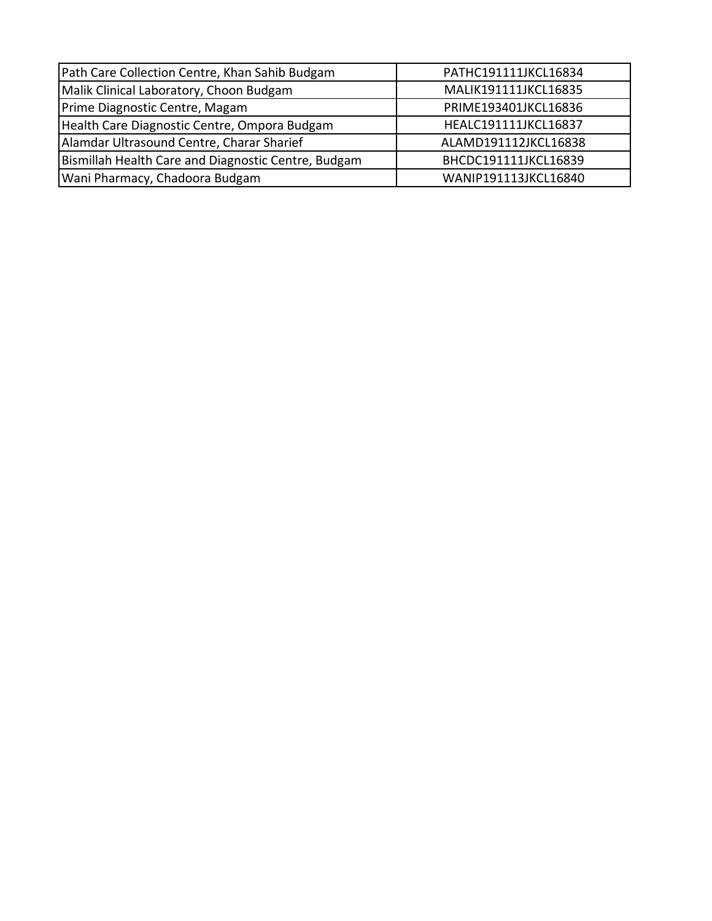| | |
|---|---|
| Path Care Collection Centre, Khan Sahib Budgam | PATHC191111JKCL16834 |
| Malik Clinical Laboratory, Choon Budgam | MALIK191111JKCL16835 |
| Prime Diagnostic Centre, Magam | PRIME193401JKCL16836 |
| Health Care Diagnostic Centre, Ompora Budgam | HEALC191111JKCL16837 |
| Alamdar Ultrasound Centre, Charar Sharief | ALAMD191112JKCL16838 |
| Bismillah Health Care and Diagnostic Centre, Budgam | BHCDC191111JKCL16839 |
| Wani Pharmacy, Chadoora Budgam | WANIP191113JKCL16840 |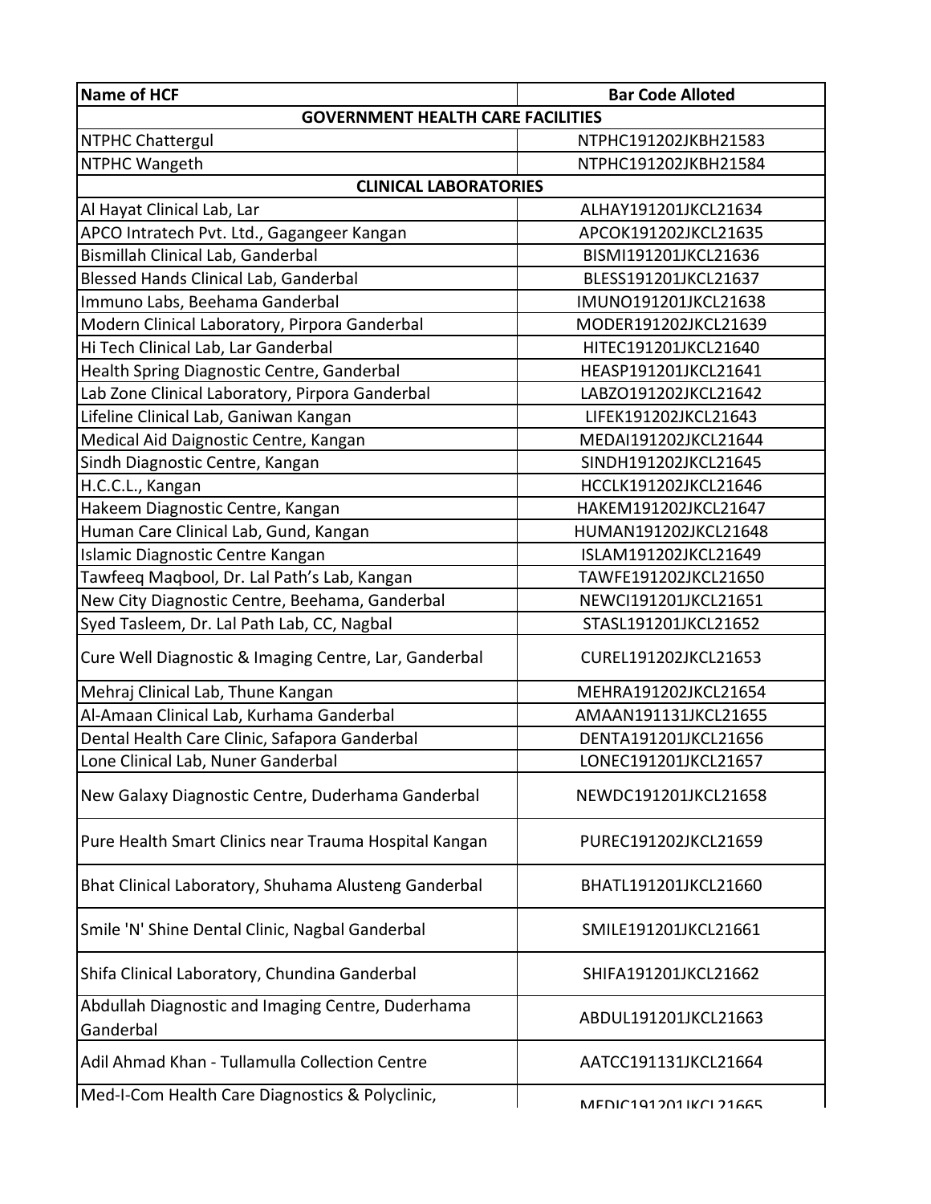| Name of HCF | Bar Code Alloted |
|---|---|
| **GOVERNMENT HEALTH CARE FACILITIES** | |
| NTPHC Chattergul | NTPHC191202JKBH21583 |
| NTPHC Wangeth | NTPHC191202JKBH21584 |
| **CLINICAL LABORATORIES** | |
| Al Hayat Clinical Lab, Lar | ALHAY191201JKCL21634 |
| APCO Intratech Pvt. Ltd., Gagangeer Kangan | APCOK191202JKCL21635 |
| Bismillah Clinical Lab, Ganderbal | BISMI191201JKCL21636 |
| Blessed Hands Clinical Lab, Ganderbal | BLESS191201JKCL21637 |
| Immuno Labs, Beehama Ganderbal | IMUNO191201JKCL21638 |
| Modern Clinical Laboratory, Pirpora Ganderbal | MODER191202JKCL21639 |
| Hi Tech Clinical Lab, Lar Ganderbal | HITEC191201JKCL21640 |
| Health Spring Diagnostic Centre, Ganderbal | HEASP191201JKCL21641 |
| Lab Zone Clinical Laboratory, Pirpora Ganderbal | LABZO191202JKCL21642 |
| Lifeline Clinical Lab, Ganiwan Kangan | LIFEK191202JKCL21643 |
| Medical Aid Daignostic Centre, Kangan | MEDAI191202JKCL21644 |
| Sindh Diagnostic Centre, Kangan | SINDH191202JKCL21645 |
| H.C.C.L., Kangan | HCCLK191202JKCL21646 |
| Hakeem Diagnostic Centre, Kangan | HAKEM191202JKCL21647 |
| Human Care Clinical Lab, Gund, Kangan | HUMAN191202JKCL21648 |
| Islamic Diagnostic Centre Kangan | ISLAM191202JKCL21649 |
| Tawfeeq Maqbool, Dr. Lal Path's Lab, Kangan | TAWFE191202JKCL21650 |
| New City Diagnostic Centre, Beehama, Ganderbal | NEWCI191201JKCL21651 |
| Syed Tasleem, Dr. Lal Path Lab, CC, Nagbal | STASL191201JKCL21652 |
| Cure Well Diagnostic & Imaging Centre, Lar, Ganderbal | CUREL191202JKCL21653 |
| Mehraj Clinical Lab, Thune Kangan | MEHRA191202JKCL21654 |
| Al-Amaan Clinical Lab, Kurhama Ganderbal | AMAAN191131JKCL21655 |
| Dental Health Care Clinic, Safapora Ganderbal | DENTA191201JKCL21656 |
| Lone Clinical Lab, Nuner Ganderbal | LONEC191201JKCL21657 |
| New Galaxy Diagnostic Centre, Duderhama Ganderbal | NEWDC191201JKCL21658 |
| Pure Health Smart Clinics near Trauma Hospital Kangan | PUREC191202JKCL21659 |
| Bhat Clinical Laboratory, Shuhama Alusteng Ganderbal | BHATL191201JKCL21660 |
| Smile 'N' Shine Dental Clinic, Nagbal Ganderbal | SMILE191201JKCL21661 |
| Shifa Clinical Laboratory, Chundina Ganderbal | SHIFA191201JKCL21662 |
| Abdullah Diagnostic and Imaging Centre, Duderhama Ganderbal | ABDUL191201JKCL21663 |
| Adil Ahmad Khan - Tullamulla Collection Centre | AATCC191131JKCL21664 |
| Med-I-Com Health Care Diagnostics & Polyclinic, | MEDIC191201JKCL21665 |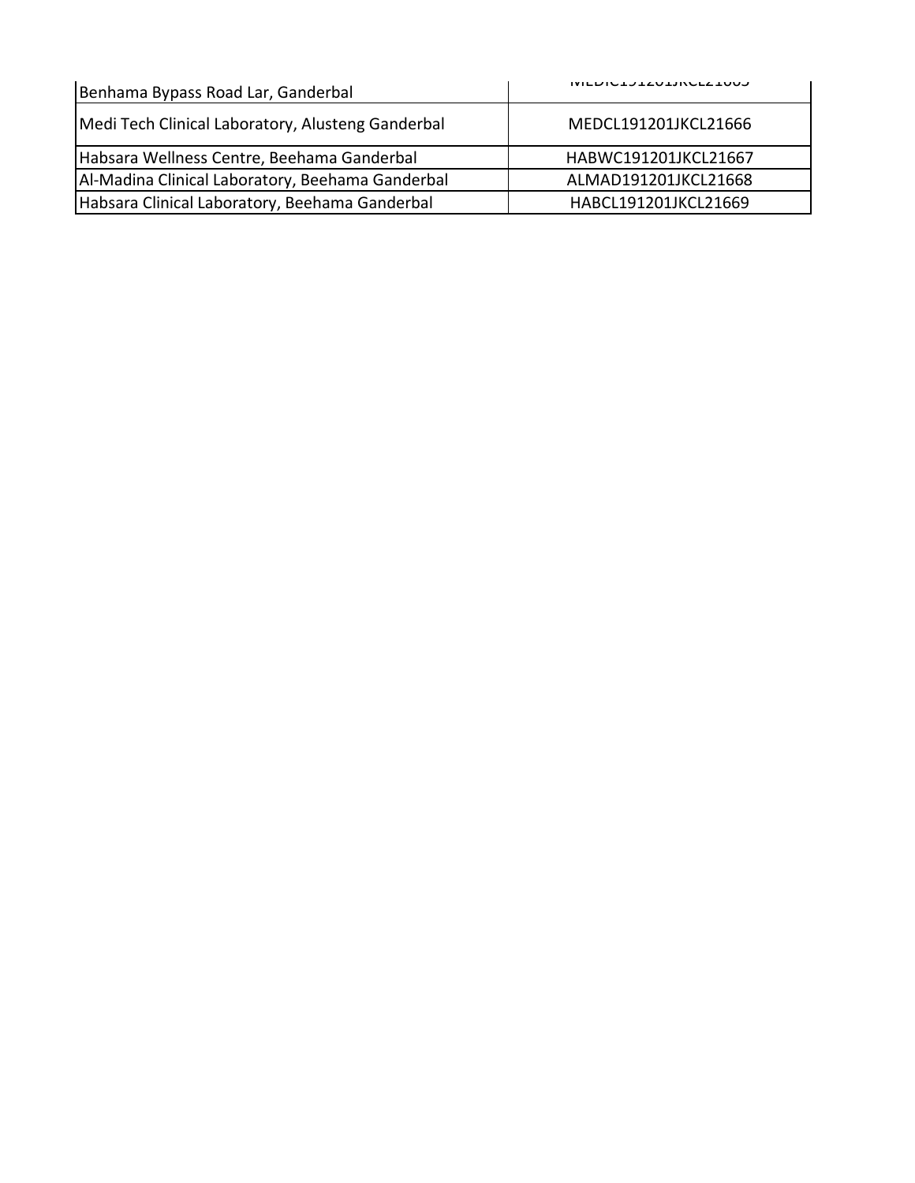| | |
|---|---|
| Benhama Bypass Road Lar, Ganderbal | MEDIC191201JKCL21665 |
| Medi Tech Clinical Laboratory, Alusteng Ganderbal | MEDCL191201JKCL21666 |
| Habsara Wellness Centre, Beehama Ganderbal | HABWC191201JKCL21667 |
| Al-Madina Clinical Laboratory, Beehama Ganderbal | ALMAD191201JKCL21668 |
| Habsara Clinical Laboratory, Beehama Ganderbal | HABCL191201JKCL21669 |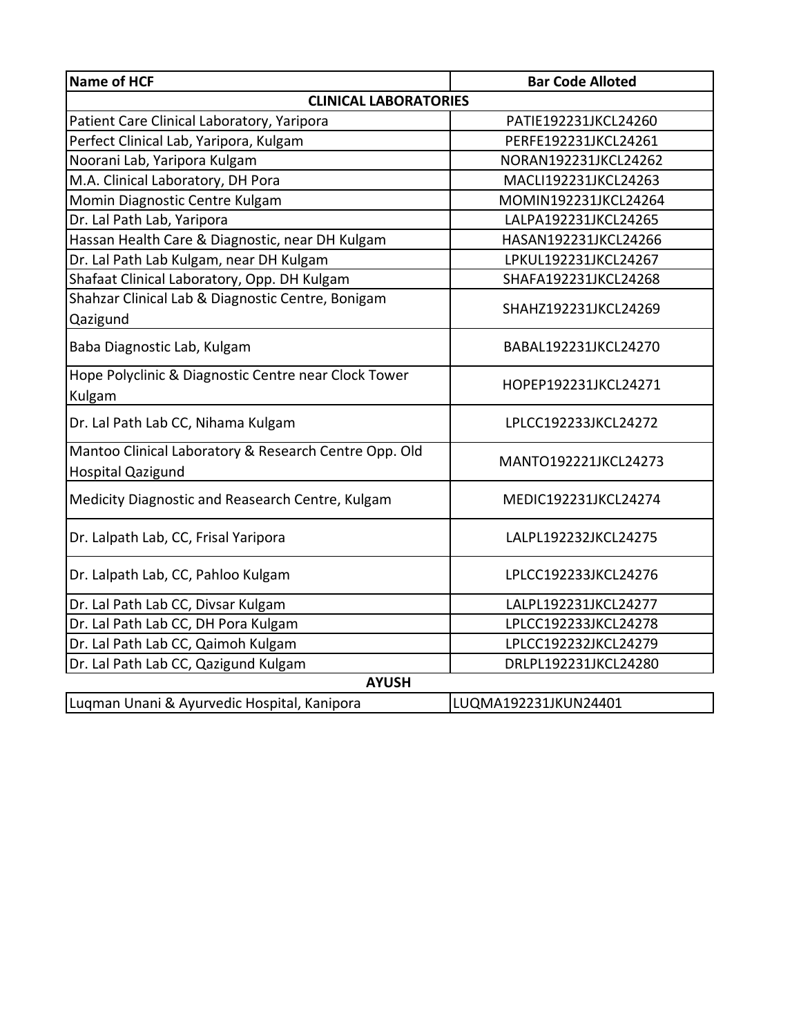| Name of HCF | Bar Code Alloted |
|---|---|
| **CLINICAL LABORATORIES** | |
| Patient Care Clinical Laboratory, Yaripora | PATIE192231JKCL24260 |
| Perfect Clinical Lab, Yaripora, Kulgam | PERFE192231JKCL24261 |
| Noorani Lab, Yaripora Kulgam | NORAN192231JKCL24262 |
| M.A. Clinical Laboratory, DH Pora | MACLI192231JKCL24263 |
| Momin Diagnostic Centre Kulgam | MOMIN192231JKCL24264 |
| Dr. Lal Path Lab, Yaripora | LALPA192231JKCL24265 |
| Hassan Health Care & Diagnostic, near DH Kulgam | HASAN192231JKCL24266 |
| Dr. Lal Path Lab Kulgam, near DH Kulgam | LPKUL192231JKCL24267 |
| Shafaat Clinical Laboratory, Opp. DH Kulgam | SHAFA192231JKCL24268 |
| Shahzar Clinical Lab & Diagnostic Centre, Bonigam Qazigund | SHAHZ192231JKCL24269 |
| Baba Diagnostic Lab, Kulgam | BABAL192231JKCL24270 |
| Hope Polyclinic & Diagnostic Centre near Clock Tower Kulgam | HOPEP192231JKCL24271 |
| Dr. Lal Path Lab CC, Nihama Kulgam | LPLCC192233JKCL24272 |
| Mantoo Clinical Laboratory & Research Centre Opp. Old Hospital Qazigund | MANTO192221JKCL24273 |
| Medicity Diagnostic and Reasearch Centre, Kulgam | MEDIC192231JKCL24274 |
| Dr. Lalpath Lab, CC, Frisal Yaripora | LALPL192232JKCL24275 |
| Dr. Lalpath Lab, CC, Pahloo Kulgam | LPLCC192233JKCL24276 |
| Dr. Lal Path Lab CC, Divsar Kulgam | LALPL192231JKCL24277 |
| Dr. Lal Path Lab CC, DH Pora Kulgam | LPLCC192233JKCL24278 |
| Dr. Lal Path Lab CC, Qaimoh Kulgam | LPLCC192232JKCL24279 |
| Dr. Lal Path Lab CC, Qazigund Kulgam | DRLPL192231JKCL24280 |
| **AYUSH** | |
| Luqman Unani & Ayurvedic Hospital, Kanipora | LUQMA192231JKUN24401 |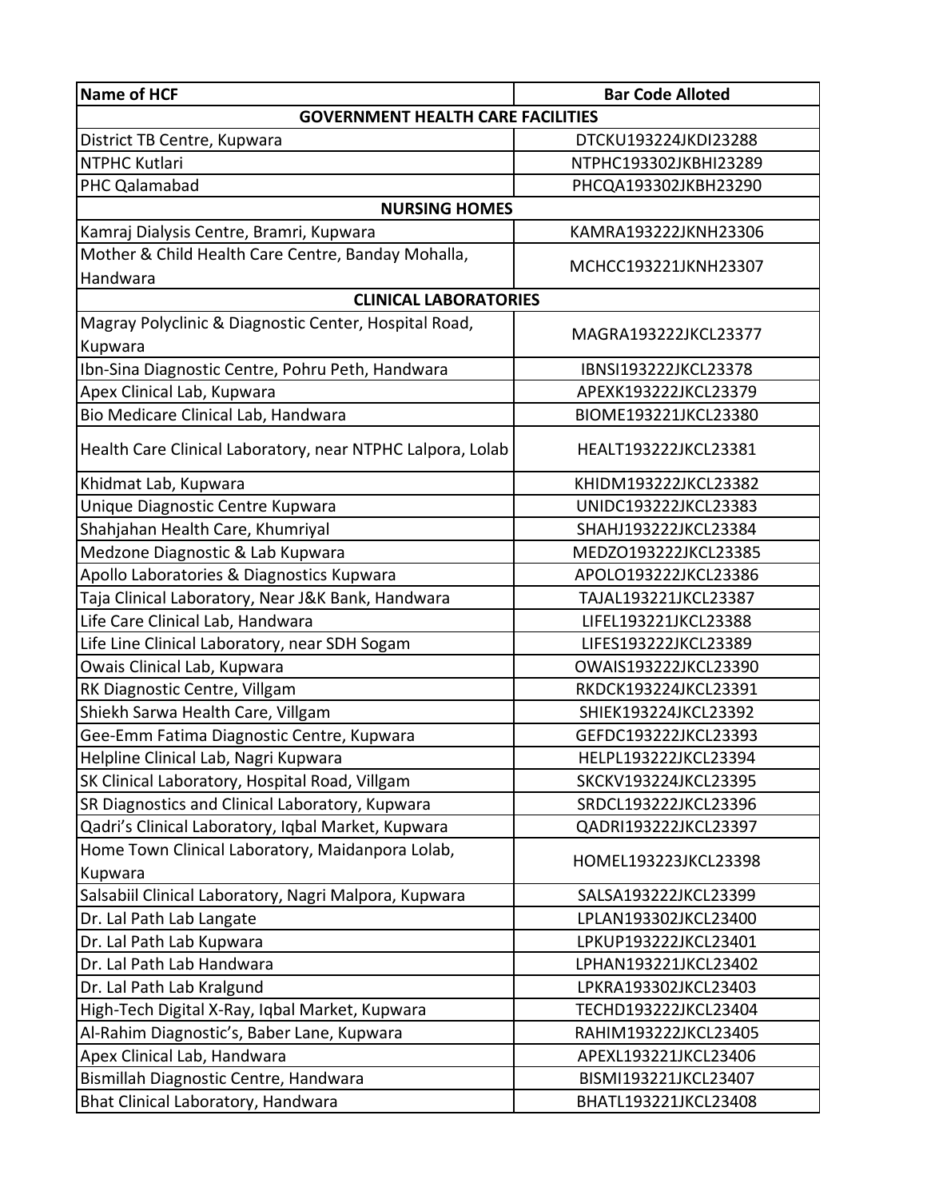| Name of HCF | Bar Code Alloted |
|---|---|
| **GOVERNMENT HEALTH CARE FACILITIES** | |
| District TB Centre, Kupwara | DTCKU193224JKDI23288 |
| NTPHC Kutlari | NTPHC193302JKBHI23289 |
| PHC Qalamabad | PHCQA193302JKBH23290 |
| **NURSING HOMES** | |
| Kamraj Dialysis Centre, Bramri, Kupwara | KAMRA193222JKNH23306 |
| Mother & Child Health Care Centre, Banday Mohalla, Handwara | MCHCC193221JKNH23307 |
| **CLINICAL LABORATORIES** | |
| Magray Polyclinic & Diagnostic Center, Hospital Road, Kupwara | MAGRA193222JKCL23377 |
| Ibn-Sina Diagnostic Centre, Pohru Peth, Handwara | IBNSI193222JKCL23378 |
| Apex Clinical Lab, Kupwara | APEXK193222JKCL23379 |
| Bio Medicare Clinical Lab, Handwara | BIOME193221JKCL23380 |
| Health Care Clinical Laboratory, near NTPHC Lalpora, Lolab | HEALT193222JKCL23381 |
| Khidmat Lab, Kupwara | KHIDM193222JKCL23382 |
| Unique Diagnostic Centre Kupwara | UNIDC193222JKCL23383 |
| Shahjahan Health Care, Khumriyal | SHAHJ193222JKCL23384 |
| Medzone Diagnostic & Lab Kupwara | MEDZO193222JKCL23385 |
| Apollo Laboratories & Diagnostics Kupwara | APOLO193222JKCL23386 |
| Taja Clinical Laboratory, Near J&K Bank, Handwara | TAJAL193221JKCL23387 |
| Life Care Clinical Lab, Handwara | LIFEL193221JKCL23388 |
| Life Line Clinical Laboratory, near SDH Sogam | LIFES193222JKCL23389 |
| Owais Clinical Lab, Kupwara | OWAIS193222JKCL23390 |
| RK Diagnostic Centre, Villgam | RKDCK193224JKCL23391 |
| Shiekh Sarwa Health Care, Villgam | SHIEK193224JKCL23392 |
| Gee-Emm Fatima Diagnostic Centre, Kupwara | GEFDC193222JKCL23393 |
| Helpline Clinical Lab, Nagri Kupwara | HELPL193222JKCL23394 |
| SK Clinical Laboratory, Hospital Road, Villgam | SKCKV193224JKCL23395 |
| SR Diagnostics and Clinical Laboratory, Kupwara | SRDCL193222JKCL23396 |
| Qadri's Clinical Laboratory, Iqbal Market, Kupwara | QADRI193222JKCL23397 |
| Home Town Clinical Laboratory, Maidanpora Lolab, Kupwara | HOMEL193223JKCL23398 |
| Salsabiil Clinical Laboratory, Nagri Malpora, Kupwara | SALSA193222JKCL23399 |
| Dr. Lal Path Lab Langate | LPLAN193302JKCL23400 |
| Dr. Lal Path Lab Kupwara | LPKUP193222JKCL23401 |
| Dr. Lal Path Lab Handwara | LPHAN193221JKCL23402 |
| Dr. Lal Path Lab Kralgund | LPKRA193302JKCL23403 |
| High-Tech Digital X-Ray, Iqbal Market, Kupwara | TECHD193222JKCL23404 |
| Al-Rahim Diagnostic's, Baber Lane, Kupwara | RAHIM193222JKCL23405 |
| Apex Clinical Lab, Handwara | APEXL193221JKCL23406 |
| Bismillah Diagnostic Centre, Handwara | BISMI193221JKCL23407 |
| Bhat Clinical Laboratory, Handwara | BHATL193221JKCL23408 |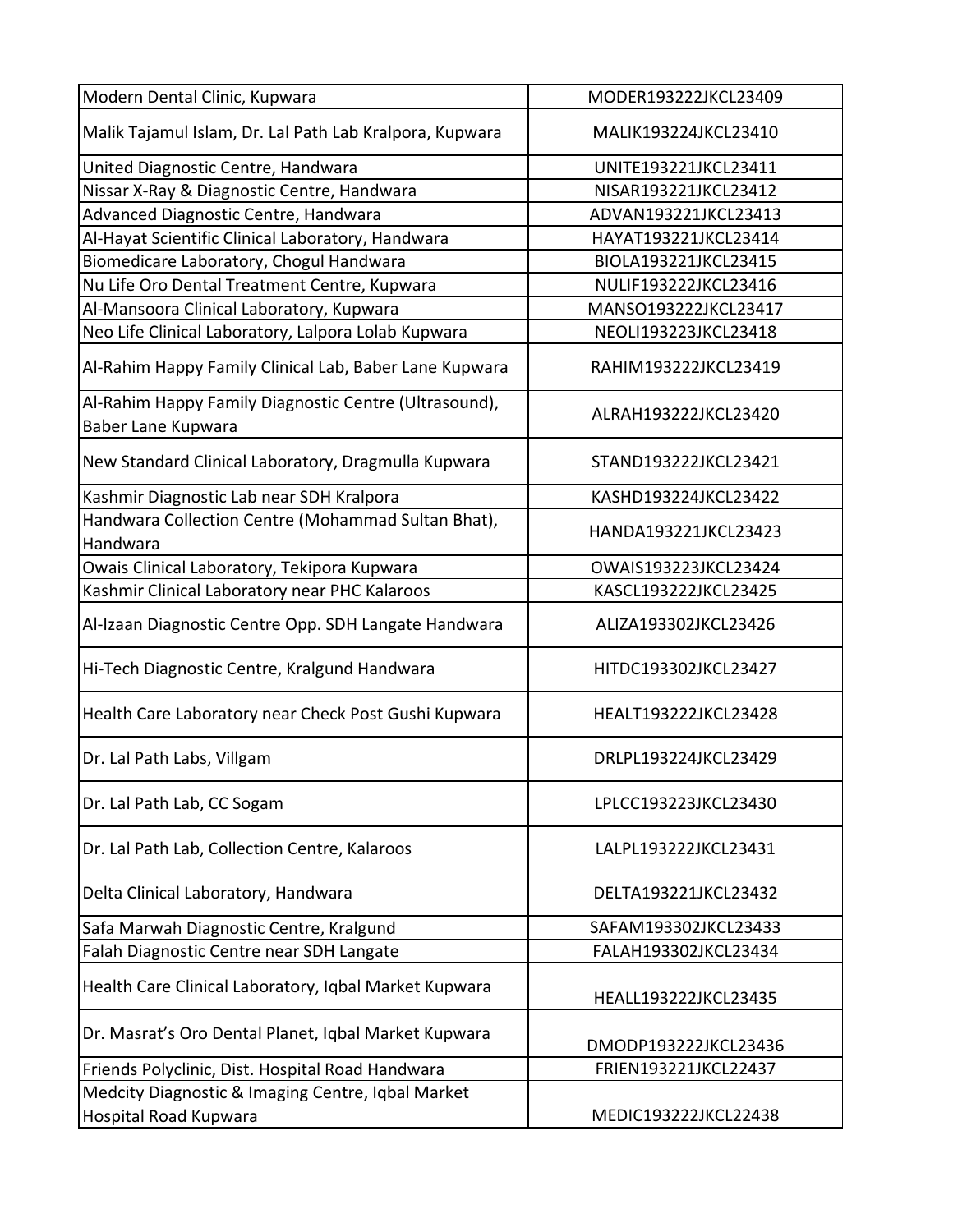| | |
|---|---|
| Modern Dental Clinic, Kupwara | MODER193222JKCL23409 |
| Malik Tajamul Islam, Dr. Lal Path Lab Kralpora, Kupwara | MALIK193224JKCL23410 |
| United Diagnostic Centre, Handwara | UNITE193221JKCL23411 |
| Nissar X-Ray & Diagnostic Centre, Handwara | NISAR193221JKCL23412 |
| Advanced Diagnostic Centre, Handwara | ADVAN193221JKCL23413 |
| Al-Hayat Scientific Clinical Laboratory, Handwara | HAYAT193221JKCL23414 |
| Biomedicare Laboratory, Chogul Handwara | BIOLA193221JKCL23415 |
| Nu Life Oro Dental Treatment Centre, Kupwara | NULIF193222JKCL23416 |
| Al-Mansoora Clinical Laboratory, Kupwara | MANSO193222JKCL23417 |
| Neo Life Clinical Laboratory, Lalpora Lolab Kupwara | NEOLI193223JKCL23418 |
| Al-Rahim Happy Family Clinical Lab, Baber Lane Kupwara | RAHIM193222JKCL23419 |
| Al-Rahim Happy Family Diagnostic Centre (Ultrasound), Baber Lane Kupwara | ALRAH193222JKCL23420 |
| New Standard Clinical Laboratory, Dragmulla Kupwara | STAND193222JKCL23421 |
| Kashmir Diagnostic Lab near SDH Kralpora | KASHD193224JKCL23422 |
| Handwara Collection Centre (Mohammad Sultan Bhat), Handwara | HANDA193221JKCL23423 |
| Owais Clinical Laboratory, Tekipora Kupwara | OWAIS193223JKCL23424 |
| Kashmir Clinical Laboratory near PHC Kalaroos | KASCL193222JKCL23425 |
| Al-Izaan Diagnostic Centre Opp. SDH Langate Handwara | ALIZA193302JKCL23426 |
| Hi-Tech Diagnostic Centre, Kralgund Handwara | HITDC193302JKCL23427 |
| Health Care Laboratory near Check Post Gushi Kupwara | HEALT193222JKCL23428 |
| Dr. Lal Path Labs, Villgam | DRLPL193224JKCL23429 |
| Dr. Lal Path Lab, CC Sogam | LPLCC193223JKCL23430 |
| Dr. Lal Path Lab, Collection Centre, Kalaroos | LALPL193222JKCL23431 |
| Delta Clinical Laboratory, Handwara | DELTA193221JKCL23432 |
| Safa Marwah Diagnostic Centre, Kralgund | SAFAM193302JKCL23433 |
| Falah Diagnostic Centre near SDH Langate | FALAH193302JKCL23434 |
| Health Care Clinical Laboratory, Iqbal Market Kupwara | HEALL193222JKCL23435 |
| Dr. Masrat's Oro Dental Planet, Iqbal Market Kupwara | DMODP193222JKCL23436 |
| Friends Polyclinic, Dist. Hospital Road Handwara | FRIEN193221JKCL22437 |
| Medcity Diagnostic & Imaging Centre, Iqbal Market Hospital Road Kupwara | MEDIC193222JKCL22438 |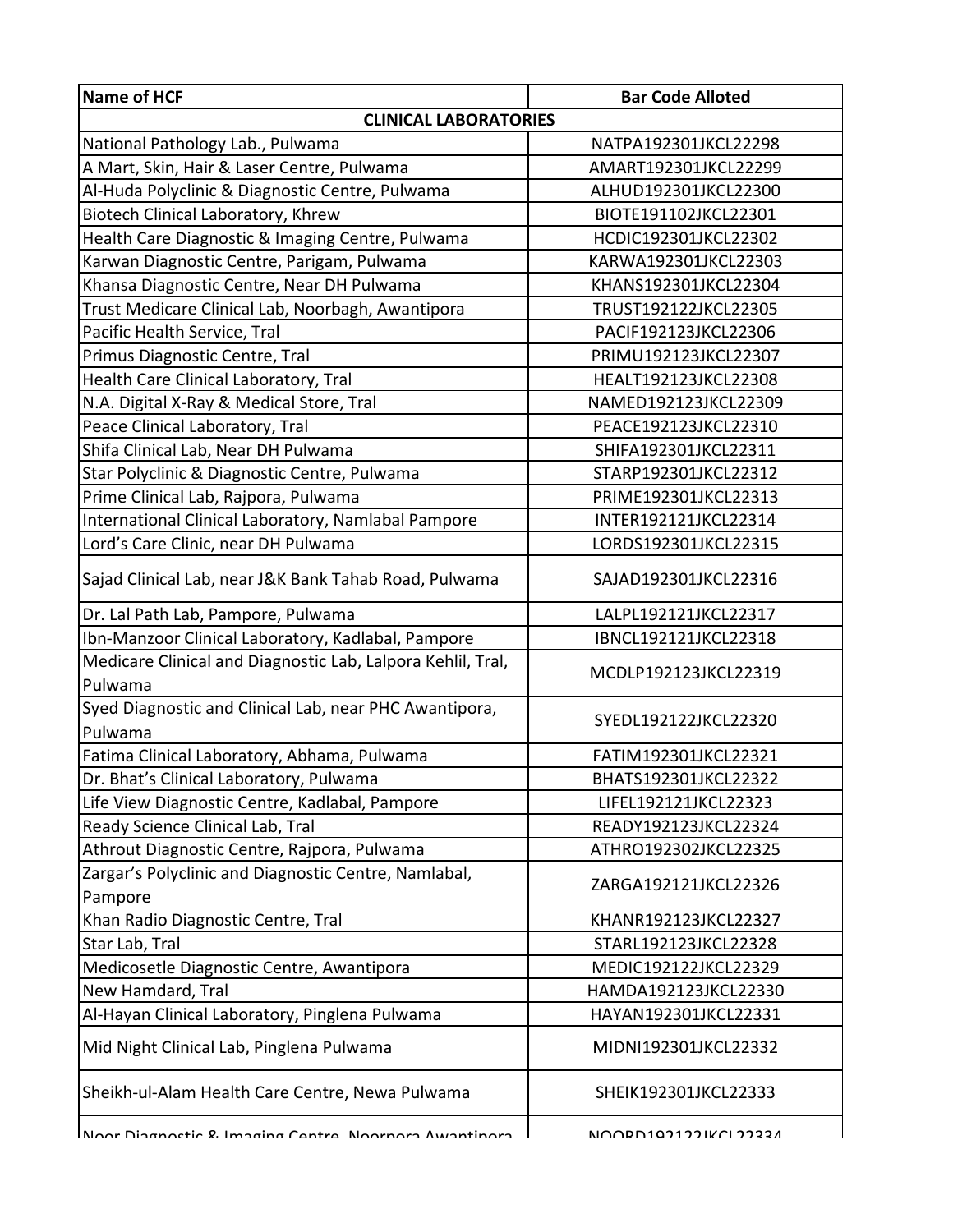| Name of HCF | Bar Code Alloted |
| --- | --- |
| **CLINICAL LABORATORIES** | |
| National Pathology Lab., Pulwama | NATPA192301JKCL22298 |
| A Mart, Skin, Hair & Laser Centre, Pulwama | AMART192301JKCL22299 |
| Al-Huda Polyclinic & Diagnostic Centre, Pulwama | ALHUD192301JKCL22300 |
| Biotech Clinical Laboratory, Khrew | BIOTE191102JKCL22301 |
| Health Care Diagnostic & Imaging Centre, Pulwama | HCDIC192301JKCL22302 |
| Karwan Diagnostic Centre, Parigam, Pulwama | KARWA192301JKCL22303 |
| Khansa Diagnostic Centre, Near DH Pulwama | KHANS192301JKCL22304 |
| Trust Medicare Clinical Lab, Noorbagh, Awantipora | TRUST192122JKCL22305 |
| Pacific Health Service, Tral | PACIF192123JKCL22306 |
| Primus Diagnostic Centre, Tral | PRIMU192123JKCL22307 |
| Health Care Clinical Laboratory, Tral | HEALT192123JKCL22308 |
| N.A. Digital X-Ray & Medical Store, Tral | NAMED192123JKCL22309 |
| Peace Clinical Laboratory, Tral | PEACE192123JKCL22310 |
| Shifa Clinical Lab, Near DH Pulwama | SHIFA192301JKCL22311 |
| Star Polyclinic & Diagnostic Centre, Pulwama | STARP192301JKCL22312 |
| Prime Clinical Lab, Rajpora, Pulwama | PRIME192301JKCL22313 |
| International Clinical Laboratory, Namlabal Pampore | INTER192121JKCL22314 |
| Lord's Care Clinic, near DH Pulwama | LORDS192301JKCL22315 |
| Sajad Clinical Lab, near J&K Bank Tahab Road, Pulwama | SAJAD192301JKCL22316 |
| Dr. Lal Path Lab, Pampore, Pulwama | LALPL192121JKCL22317 |
| Ibn-Manzoor Clinical Laboratory, Kadlabal, Pampore | IBNCL192121JKCL22318 |
| Medicare Clinical and Diagnostic Lab, Lalpora Kehlil, Tral, Pulwama | MCDLP192123JKCL22319 |
| Syed Diagnostic and Clinical Lab, near PHC Awantipora, Pulwama | SYEDL192122JKCL22320 |
| Fatima Clinical Laboratory, Abhama, Pulwama | FATIM192301JKCL22321 |
| Dr. Bhat's Clinical Laboratory, Pulwama | BHATS192301JKCL22322 |
| Life View Diagnostic Centre, Kadlabal, Pampore | LIFEL192121JKCL22323 |
| Ready Science Clinical Lab, Tral | READY192123JKCL22324 |
| Athrout Diagnostic Centre, Rajpora, Pulwama | ATHRO192302JKCL22325 |
| Zargar's Polyclinic and Diagnostic Centre, Namlabal, Pampore | ZARGA192121JKCL22326 |
| Khan Radio Diagnostic Centre, Tral | KHANR192123JKCL22327 |
| Star Lab, Tral | STARL192123JKCL22328 |
| Medicosetle Diagnostic Centre, Awantipora | MEDIC192122JKCL22329 |
| New Hamdard, Tral | HAMDA192123JKCL22330 |
| Al-Hayan Clinical Laboratory, Pinglena Pulwama | HAYAN192301JKCL22331 |
| Mid Night Clinical Lab, Pinglena Pulwama | MIDNI192301JKCL22332 |
| Sheikh-ul-Alam Health Care Centre, Newa Pulwama | SHEIK192301JKCL22333 |
| Noor Diagnostic & Imaging Centre, Noorpora Awantipora | NOORD192122JKCL22334 |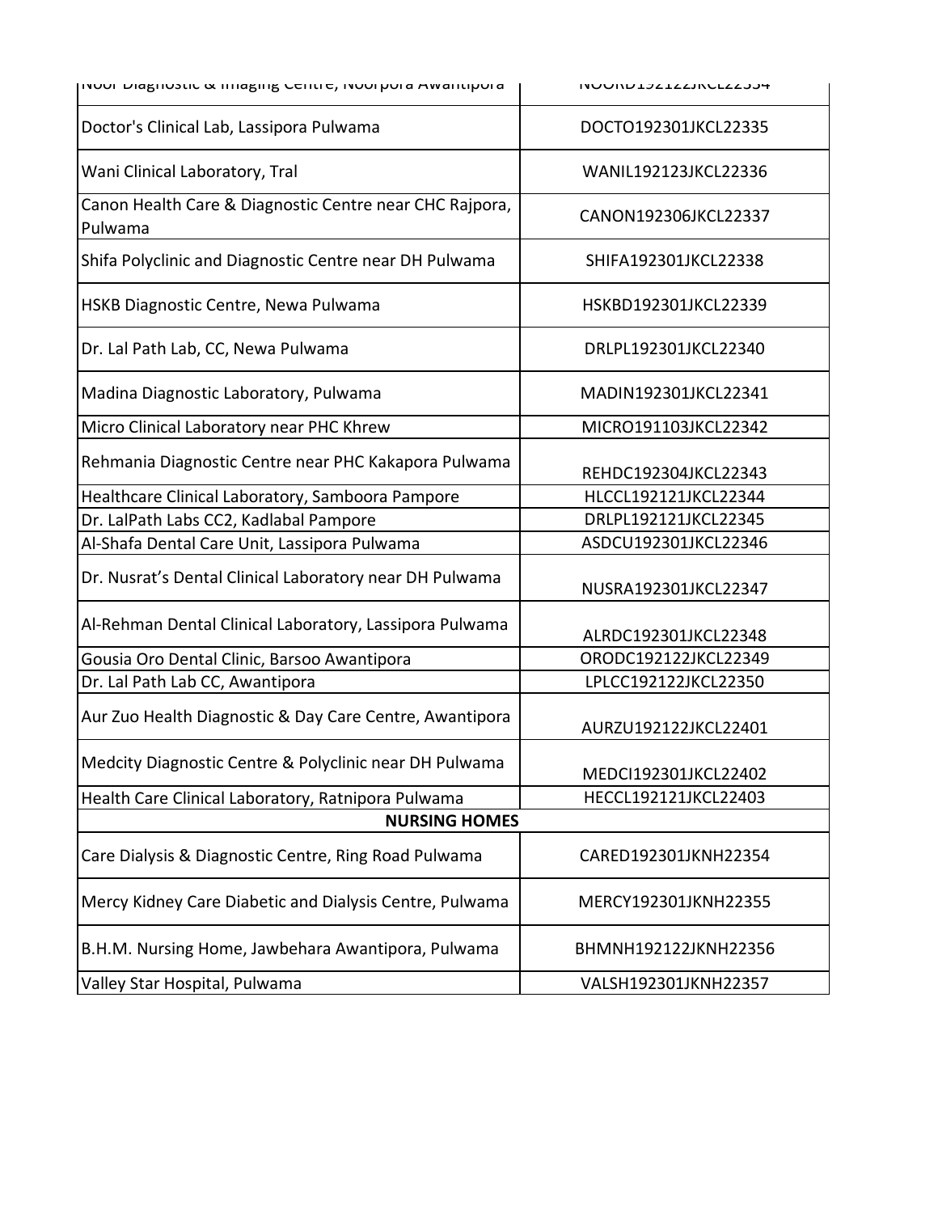| | |
|---|---|
| Noor Diagnostic & Imaging Centre, Noorpora Awantipora | NOORD192122JKCL22334 |
| Doctor's Clinical Lab, Lassipora Pulwama | DOCTO192301JKCL22335 |
| Wani Clinical Laboratory, Tral | WANIL192123JKCL22336 |
| Canon Health Care & Diagnostic Centre near CHC Rajpora, Pulwama | CANON192306JKCL22337 |
| Shifa Polyclinic and Diagnostic Centre near DH Pulwama | SHIFA192301JKCL22338 |
| HSKB Diagnostic Centre, Newa Pulwama | HSKBD192301JKCL22339 |
| Dr. Lal Path Lab, CC, Newa Pulwama | DRLPL192301JKCL22340 |
| Madina Diagnostic Laboratory, Pulwama | MADIN192301JKCL22341 |
| Micro Clinical Laboratory near PHC Khrew | MICRO191103JKCL22342 |
| Rehmania Diagnostic Centre near PHC Kakapora Pulwama | REHDC192304JKCL22343 |
| Healthcare Clinical Laboratory, Samboora Pampore | HLCCL192121JKCL22344 |
| Dr. LalPath Labs CC2, Kadlabal Pampore | DRLPL192121JKCL22345 |
| Al-Shafa Dental Care Unit, Lassipora Pulwama | ASDCU192301JKCL22346 |
| Dr. Nusrat's Dental Clinical Laboratory near DH Pulwama | NUSRA192301JKCL22347 |
| Al-Rehman Dental Clinical Laboratory, Lassipora Pulwama | ALRDC192301JKCL22348 |
| Gousia Oro Dental Clinic, Barsoo Awantipora | ORODC192122JKCL22349 |
| Dr. Lal Path Lab CC, Awantipora | LPLCC192122JKCL22350 |
| Aur Zuo Health Diagnostic & Day Care Centre, Awantipora | AURZU192122JKCL22401 |
| Medcity Diagnostic Centre & Polyclinic near DH Pulwama | MEDCI192301JKCL22402 |
| Health Care Clinical Laboratory, Ratnipora Pulwama | HECCL192121JKCL22403 |
| **NURSING HOMES** | |
| Care Dialysis & Diagnostic Centre, Ring Road Pulwama | CARED192301JKNH22354 |
| Mercy Kidney Care Diabetic and Dialysis Centre, Pulwama | MERCY192301JKNH22355 |
| B.H.M. Nursing Home, Jawbehara Awantipora, Pulwama | BHMNH192122JKNH22356 |
| Valley Star Hospital, Pulwama | VALSH192301JKNH22357 |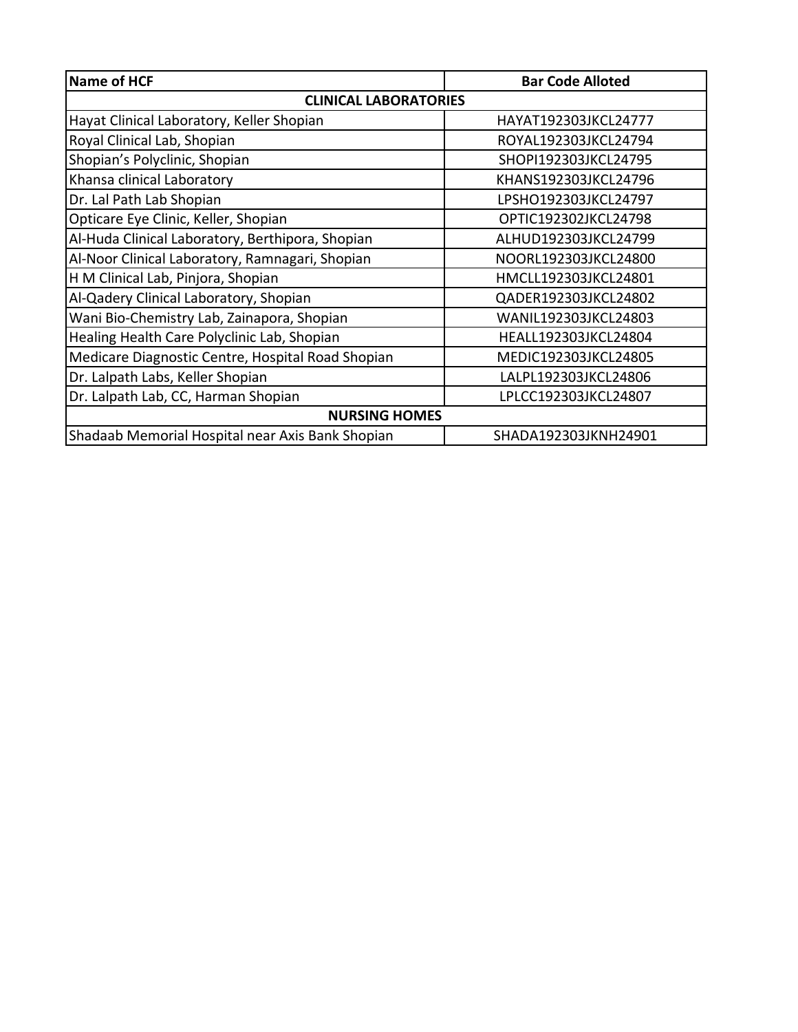| Name of HCF | Bar Code Alloted |
|---|---|
| **CLINICAL LABORATORIES** | |
| Hayat Clinical Laboratory, Keller Shopian | HAYAT192303JKCL24777 |
| Royal Clinical Lab, Shopian | ROYAL192303JKCL24794 |
| Shopian's Polyclinic, Shopian | SHOPI192303JKCL24795 |
| Khansa clinical Laboratory | KHANS192303JKCL24796 |
| Dr. Lal Path Lab Shopian | LPSHO192303JKCL24797 |
| Opticare Eye Clinic, Keller, Shopian | OPTIC192302JKCL24798 |
| Al-Huda Clinical Laboratory, Berthipora, Shopian | ALHUD192303JKCL24799 |
| Al-Noor Clinical Laboratory, Ramnagari, Shopian | NOORL192303JKCL24800 |
| H M Clinical Lab, Pinjora, Shopian | HMCLL192303JKCL24801 |
| Al-Qadery Clinical Laboratory, Shopian | QADER192303JKCL24802 |
| Wani Bio-Chemistry Lab, Zainapora, Shopian | WANIL192303JKCL24803 |
| Healing Health Care Polyclinic Lab, Shopian | HEALL192303JKCL24804 |
| Medicare Diagnostic Centre, Hospital Road Shopian | MEDIC192303JKCL24805 |
| Dr. Lalpath Labs, Keller Shopian | LALPL192303JKCL24806 |
| Dr. Lalpath Lab, CC, Harman Shopian | LPLCC192303JKCL24807 |
| **NURSING HOMES** | |
| Shadaab Memorial Hospital near Axis Bank Shopian | SHADA192303JKNH24901 |